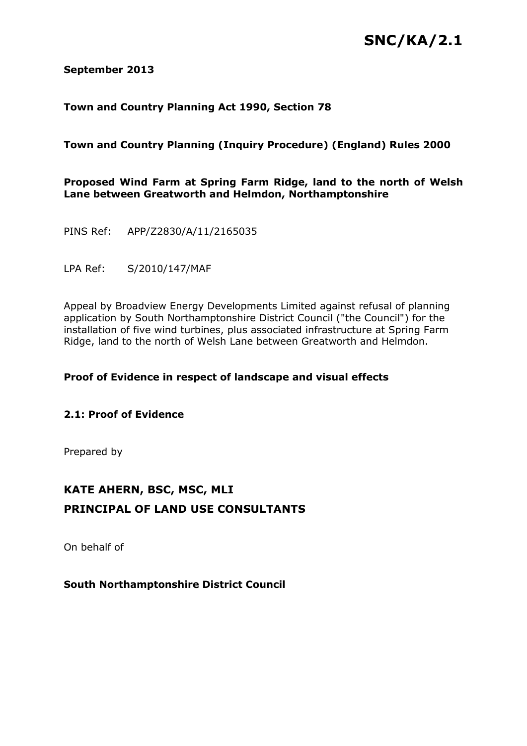# SNC/KA/2.1

**September 2013**

**Town and Country Planning Act 1990, Section 78**

**Town and Country Planning (Inquiry Procedure) (England) Rules 2000**

**Proposed Wind Farm at Spring Farm Ridge, land to the north of Welsh Lane between Greatworth and Helmdon, Northamptonshire**

PINS Ref: APP/Z2830/A/11/2165035

LPA Ref: S/2010/147/MAF

Appeal by Broadview Energy Developments Limited against refusal of planning application by South Northamptonshire District Council ("the Council") for the installation of five wind turbines, plus associated infrastructure at Spring Farm Ridge, land to the north of Welsh Lane between Greatworth and Helmdon.

**Proof of Evidence in respect of landscape and visual effects**

**2.1: Proof of Evidence**

Prepared by

## KATE AHERN, BSC, MSC, MLI

## PRINCIPAL OF LAND USE CONSULTANTS

On behalf of

**South Northamptonshire District Council**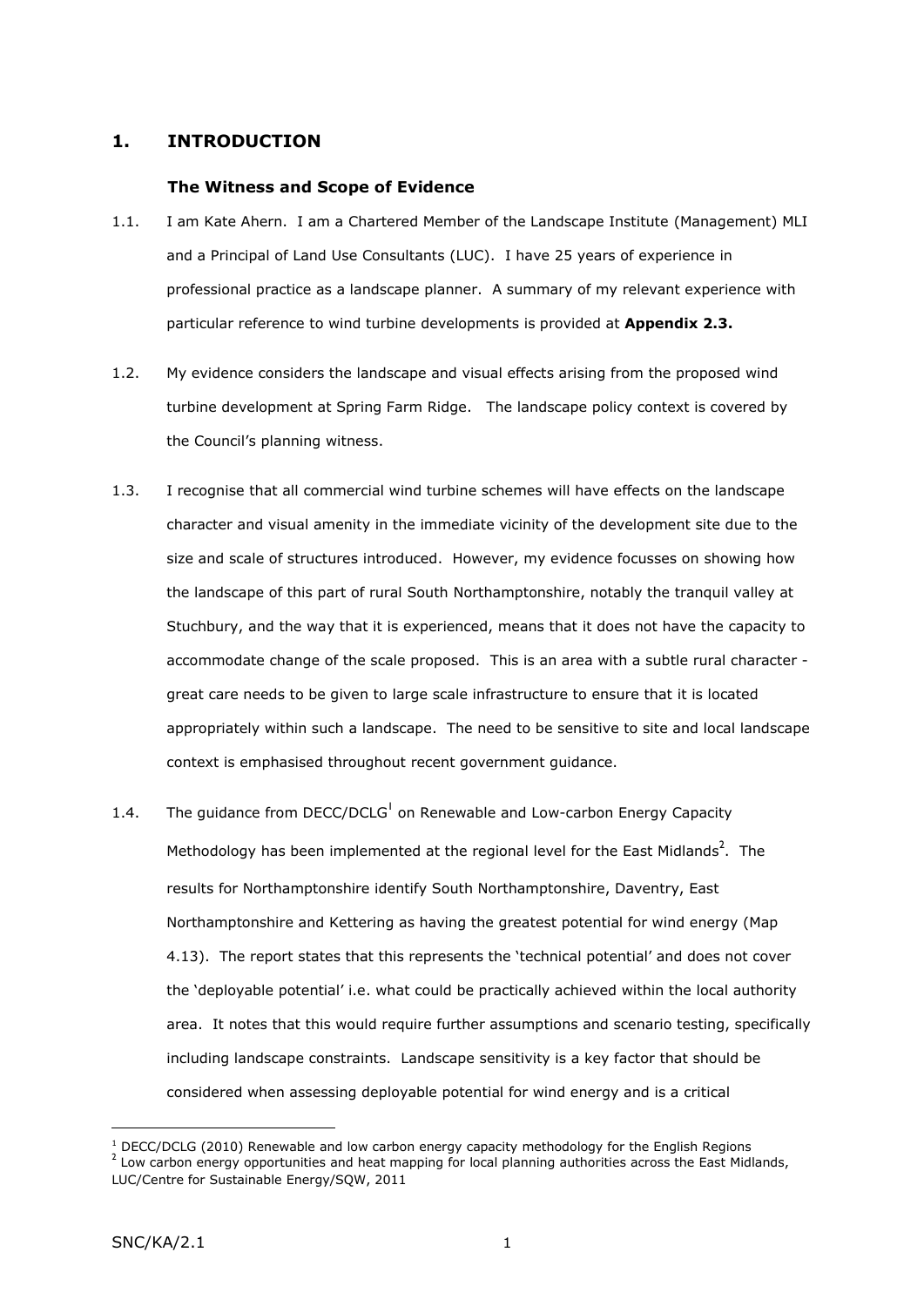## 1. INTRODUCTION

### The Witness and Scope of Evidence

1.1. I am Kate Ahern. I am a Chartered Member of the Landscape Institute (Management) MLI and a Principal of Land Use Consultants (LUC). I have 25 years of experience in professional practice as a landscape planner. A summary of my relevant experience with particular reference to wind turbine developments is provided at **Appendix 2.3.**

1.2. My evidence considers the landscape and visual effects arising from the proposed wind turbine development at Spring Farm Ridge. The landscape policy context is covered by the Council's planning witness.

1.3. I recognise that all commercial wind turbine schemes will have effects on the landscape character and visual amenity in the immediate vicinity of the development site due to the size and scale of structures introduced. However, my evidence focusses on showing how the landscape of this part of rural South Northamptonshire, notably the tranquil valley at Stuchbury, and the way that it is experienced, means that it does not have the capacity to accommodate change of the scale proposed. This is an area with a subtle rural character - great care needs to be given to large scale infrastructure to ensure that it is located appropriately within such a landscape. The need to be sensitive to site and local landscape context is emphasised throughout recent government guidance.

1.4. The guidance from DECC/DCLG[1] on Renewable and Low-carbon Energy Capacity Methodology has been implemented at the regional level for the East Midlands[2]. The results for Northamptonshire identify South Northamptonshire, Daventry, East Northamptonshire and Kettering as having the greatest potential for wind energy (Map 4.13). The report states that this represents the 'technical potential' and does not cover the 'deployable potential' i.e. what could be practically achieved within the local authority area. It notes that this would require further assumptions and scenario testing, specifically including landscape constraints. Landscape sensitivity is a key factor that should be considered when assessing deployable potential for wind energy and is a critical

[1] DECC/DCLG (2010) Renewable and low carbon energy capacity methodology for the English Regions

[2] Low carbon energy opportunities and heat mapping for local planning authorities across the East Midlands, LUC/Centre for Sustainable Energy/SQW, 2011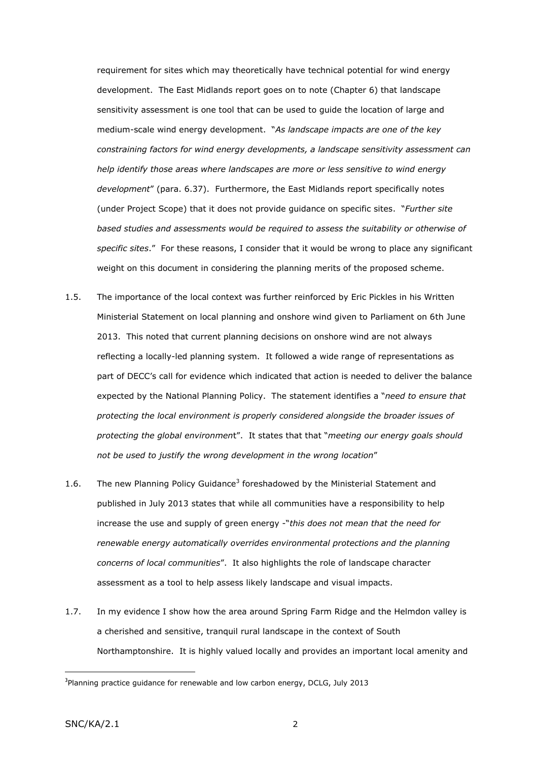requirement for sites which may theoretically have technical potential for wind energy development. The East Midlands report goes on to note (Chapter 6) that landscape sensitivity assessment is one tool that can be used to guide the location of large and medium-scale wind energy development. "*As landscape impacts are one of the key constraining factors for wind energy developments, a landscape sensitivity assessment can help identify those areas where landscapes are more or less sensitive to wind energy development*" (para. 6.37). Furthermore, the East Midlands report specifically notes (under Project Scope) that it does not provide guidance on specific sites. "*Further site based studies and assessments would be required to assess the suitability or otherwise of specific sites*." For these reasons, I consider that it would be wrong to place any significant weight on this document in considering the planning merits of the proposed scheme.

1.5. The importance of the local context was further reinforced by Eric Pickles in his Written Ministerial Statement on local planning and onshore wind given to Parliament on 6th June 2013. This noted that current planning decisions on onshore wind are not always reflecting a locally-led planning system. It followed a wide range of representations as part of DECC's call for evidence which indicated that action is needed to deliver the balance expected by the National Planning Policy. The statement identifies a "*need to ensure that protecting the local environment is properly considered alongside the broader issues of protecting the global environment*". It states that that "*meeting our energy goals should not be used to justify the wrong development in the wrong location*"

1.6. The new Planning Policy Guidance[3] foreshadowed by the Ministerial Statement and published in July 2013 states that while all communities have a responsibility to help increase the use and supply of green energy -"*this does not mean that the need for renewable energy automatically overrides environmental protections and the planning concerns of local communities*". It also highlights the role of landscape character assessment as a tool to help assess likely landscape and visual impacts.

1.7. In my evidence I show how the area around Spring Farm Ridge and the Helmdon valley is a cherished and sensitive, tranquil rural landscape in the context of South Northamptonshire. It is highly valued locally and provides an important local amenity and

---

[3] Planning practice guidance for renewable and low carbon energy, DCLG, July 2013

SNC/KA/2.1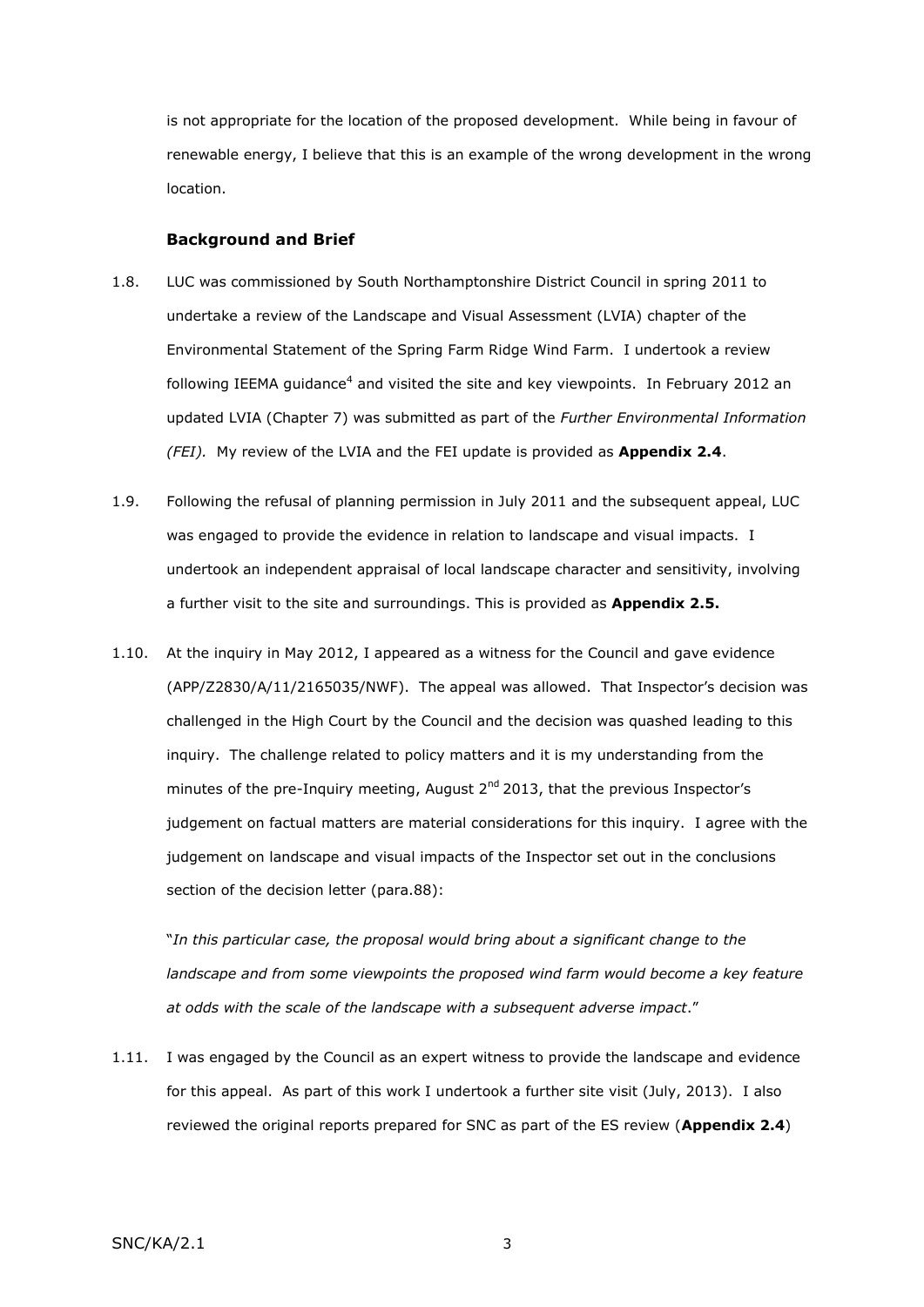is not appropriate for the location of the proposed development. While being in favour of renewable energy, I believe that this is an example of the wrong development in the wrong location.

### Background and Brief

1.8. LUC was commissioned by South Northamptonshire District Council in spring 2011 to undertake a review of the Landscape and Visual Assessment (LVIA) chapter of the Environmental Statement of the Spring Farm Ridge Wind Farm. I undertook a review following IEEMA guidance[4] and visited the site and key viewpoints. In February 2012 an updated LVIA (Chapter 7) was submitted as part of the *Further Environmental Information (FEI).* My review of the LVIA and the FEI update is provided as **Appendix 2.4**.

1.9. Following the refusal of planning permission in July 2011 and the subsequent appeal, LUC was engaged to provide the evidence in relation to landscape and visual impacts. I undertook an independent appraisal of local landscape character and sensitivity, involving a further visit to the site and surroundings. This is provided as **Appendix 2.5.**

1.10. At the inquiry in May 2012, I appeared as a witness for the Council and gave evidence (APP/Z2830/A/11/2165035/NWF). The appeal was allowed. That Inspector's decision was challenged in the High Court by the Council and the decision was quashed leading to this inquiry. The challenge related to policy matters and it is my understanding from the minutes of the pre-Inquiry meeting, August 2nd 2013, that the previous Inspector's judgement on factual matters are material considerations for this inquiry. I agree with the judgement on landscape and visual impacts of the Inspector set out in the conclusions section of the decision letter (para.88):

"*In this particular case, the proposal would bring about a significant change to the landscape and from some viewpoints the proposed wind farm would become a key feature at odds with the scale of the landscape with a subsequent adverse impact*."

1.11. I was engaged by the Council as an expert witness to provide the landscape and evidence for this appeal. As part of this work I undertook a further site visit (July, 2013). I also reviewed the original reports prepared for SNC as part of the ES review (**Appendix 2.4**)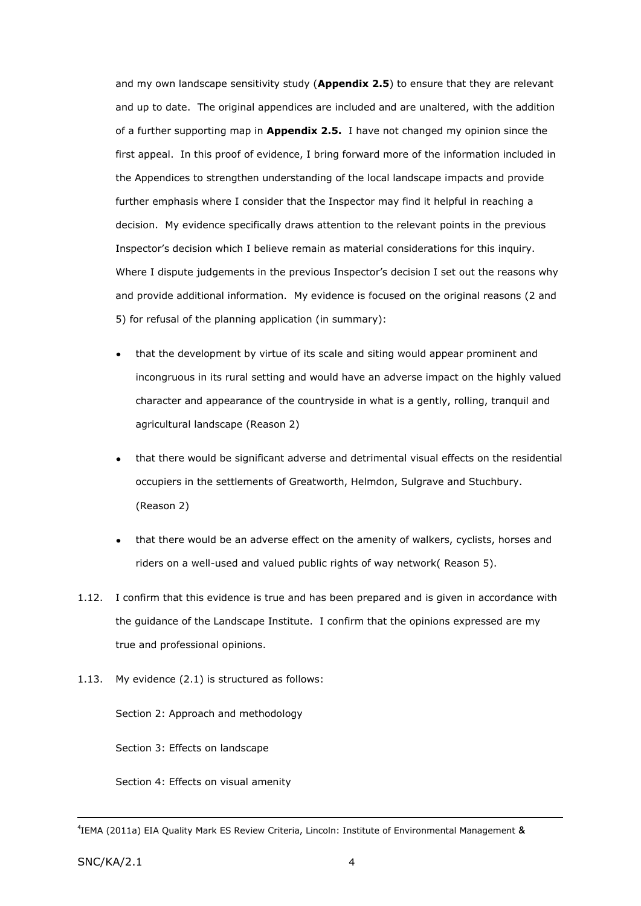and my own landscape sensitivity study (**Appendix 2.5**) to ensure that they are relevant and up to date. The original appendices are included and are unaltered, with the addition of a further supporting map in **Appendix 2.5.** I have not changed my opinion since the first appeal. In this proof of evidence, I bring forward more of the information included in the Appendices to strengthen understanding of the local landscape impacts and provide further emphasis where I consider that the Inspector may find it helpful in reaching a decision. My evidence specifically draws attention to the relevant points in the previous Inspector's decision which I believe remain as material considerations for this inquiry. Where I dispute judgements in the previous Inspector's decision I set out the reasons why and provide additional information. My evidence is focused on the original reasons (2 and 5) for refusal of the planning application (in summary):

- that the development by virtue of its scale and siting would appear prominent and incongruous in its rural setting and would have an adverse impact on the highly valued character and appearance of the countryside in what is a gently, rolling, tranquil and agricultural landscape (Reason 2)
- that there would be significant adverse and detrimental visual effects on the residential occupiers in the settlements of Greatworth, Helmdon, Sulgrave and Stuchbury. (Reason 2)
- that there would be an adverse effect on the amenity of walkers, cyclists, horses and riders on a well-used and valued public rights of way network( Reason 5).

1.12. I confirm that this evidence is true and has been prepared and is given in accordance with the guidance of the Landscape Institute. I confirm that the opinions expressed are my true and professional opinions.

1.13. My evidence (2.1) is structured as follows:

Section 2: Approach and methodology

Section 3: Effects on landscape

Section 4: Effects on visual amenity

---

[4] IEMA (2011a) EIA Quality Mark ES Review Criteria, Lincoln: Institute of Environmental Management &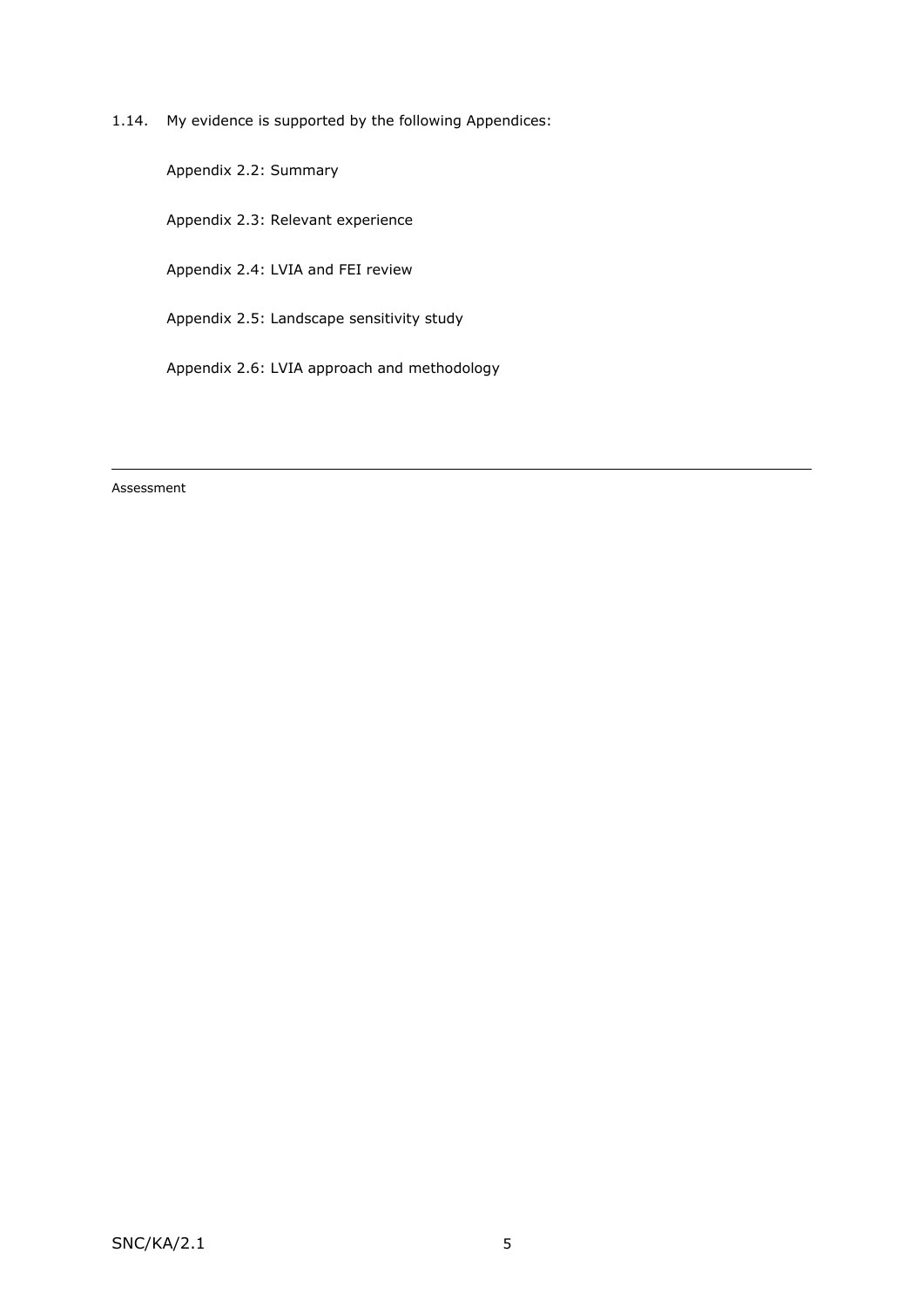1.14. My evidence is supported by the following Appendices:

Appendix 2.2: Summary

Appendix 2.3: Relevant experience

Appendix 2.4: LVIA and FEI review

Appendix 2.5: Landscape sensitivity study

Appendix 2.6: LVIA approach and methodology

---

Assessment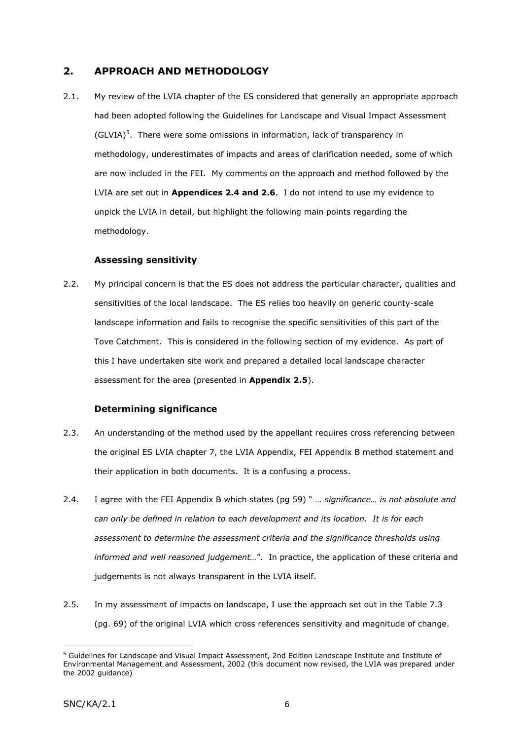## 2. APPROACH AND METHODOLOGY

2.1. My review of the LVIA chapter of the ES considered that generally an appropriate approach had been adopted following the Guidelines for Landscape and Visual Impact Assessment (GLVIA)[5]. There were some omissions in information, lack of transparency in methodology, underestimates of impacts and areas of clarification needed, some of which are now included in the FEI. My comments on the approach and method followed by the LVIA are set out in **Appendices 2.4 and 2.6**. I do not intend to use my evidence to unpick the LVIA in detail, but highlight the following main points regarding the methodology.

### Assessing sensitivity

2.2. My principal concern is that the ES does not address the particular character, qualities and sensitivities of the local landscape. The ES relies too heavily on generic county-scale landscape information and fails to recognise the specific sensitivities of this part of the Tove Catchment. This is considered in the following section of my evidence. As part of this I have undertaken site work and prepared a detailed local landscape character assessment for the area (presented in **Appendix 2.5**).

### Determining significance

2.3. An understanding of the method used by the appellant requires cross referencing between the original ES LVIA chapter 7, the LVIA Appendix, FEI Appendix B method statement and their application in both documents. It is a confusing a process.

2.4. I agree with the FEI Appendix B which states (pg 59) " *… significance… is not absolute and can only be defined in relation to each development and its location. It is for each assessment to determine the assessment criteria and the significance thresholds using informed and well reasoned judgement…*". In practice, the application of these criteria and judgements is not always transparent in the LVIA itself.

2.5. In my assessment of impacts on landscape, I use the approach set out in the Table 7.3 (pg. 69) of the original LVIA which cross references sensitivity and magnitude of change.

[5] Guidelines for Landscape and Visual Impact Assessment, 2nd Edition Landscape Institute and Institute of Environmental Management and Assessment, 2002 (this document now revised, the LVIA was prepared under the 2002 guidance)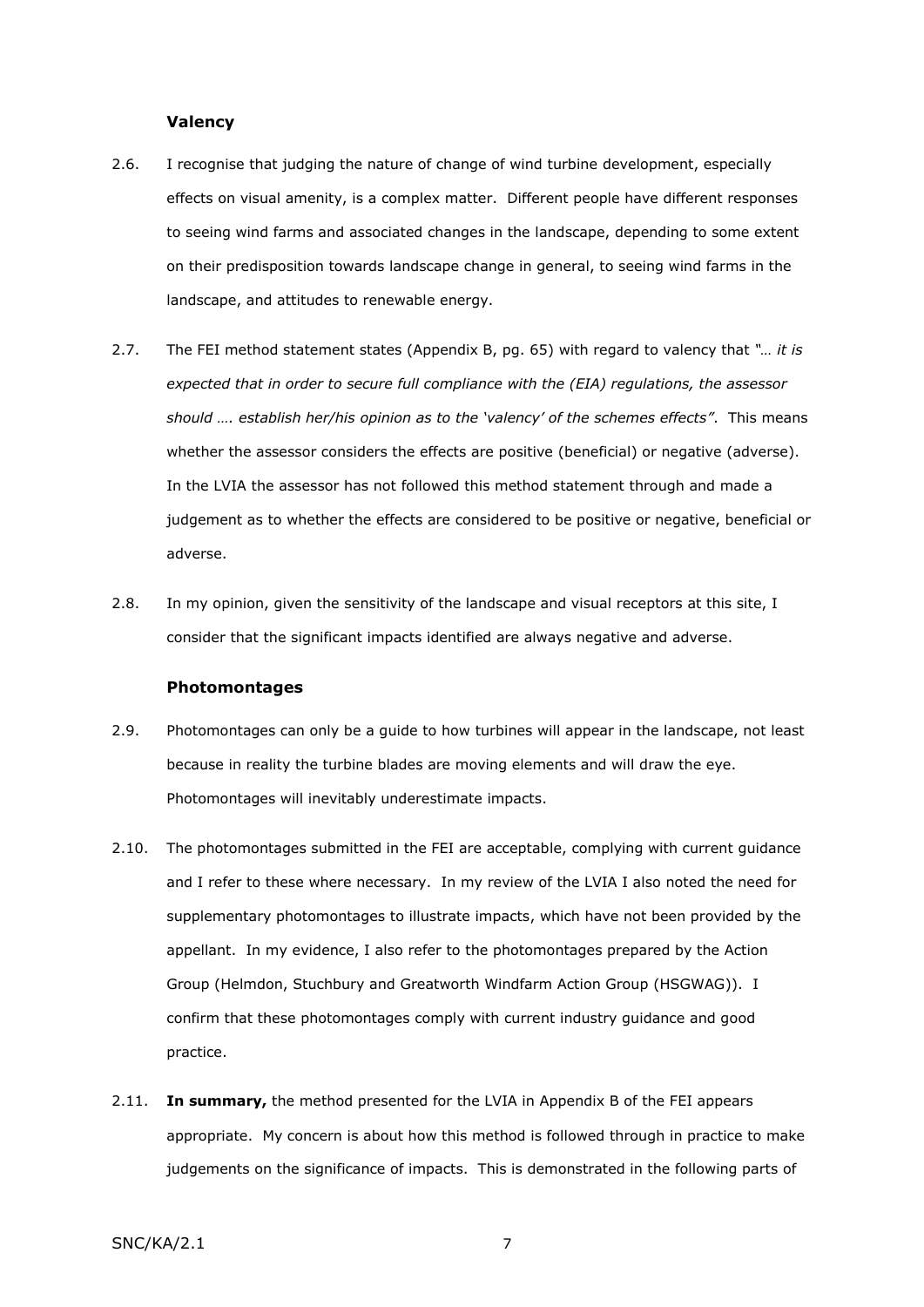### Valency

2.6. I recognise that judging the nature of change of wind turbine development, especially effects on visual amenity, is a complex matter. Different people have different responses to seeing wind farms and associated changes in the landscape, depending to some extent on their predisposition towards landscape change in general, to seeing wind farms in the landscape, and attitudes to renewable energy.

2.7. The FEI method statement states (Appendix B, pg. 65) with regard to valency that *"… it is expected that in order to secure full compliance with the (EIA) regulations, the assessor should …. establish her/his opinion as to the 'valency' of the schemes effects"*. This means whether the assessor considers the effects are positive (beneficial) or negative (adverse). In the LVIA the assessor has not followed this method statement through and made a judgement as to whether the effects are considered to be positive or negative, beneficial or adverse.

2.8. In my opinion, given the sensitivity of the landscape and visual receptors at this site, I consider that the significant impacts identified are always negative and adverse.

### Photomontages

2.9. Photomontages can only be a guide to how turbines will appear in the landscape, not least because in reality the turbine blades are moving elements and will draw the eye. Photomontages will inevitably underestimate impacts.

2.10. The photomontages submitted in the FEI are acceptable, complying with current guidance and I refer to these where necessary. In my review of the LVIA I also noted the need for supplementary photomontages to illustrate impacts, which have not been provided by the appellant. In my evidence, I also refer to the photomontages prepared by the Action Group (Helmdon, Stuchbury and Greatworth Windfarm Action Group (HSGWAG)). I confirm that these photomontages comply with current industry guidance and good practice.

2.11. **In summary,** the method presented for the LVIA in Appendix B of the FEI appears appropriate. My concern is about how this method is followed through in practice to make judgements on the significance of impacts. This is demonstrated in the following parts of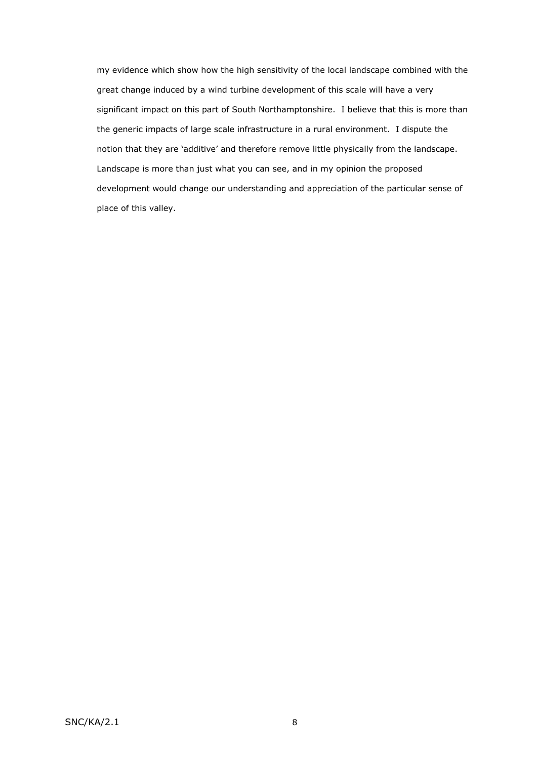my evidence which show how the high sensitivity of the local landscape combined with the great change induced by a wind turbine development of this scale will have a very significant impact on this part of South Northamptonshire. I believe that this is more than the generic impacts of large scale infrastructure in a rural environment. I dispute the notion that they are 'additive' and therefore remove little physically from the landscape. Landscape is more than just what you can see, and in my opinion the proposed development would change our understanding and appreciation of the particular sense of place of this valley.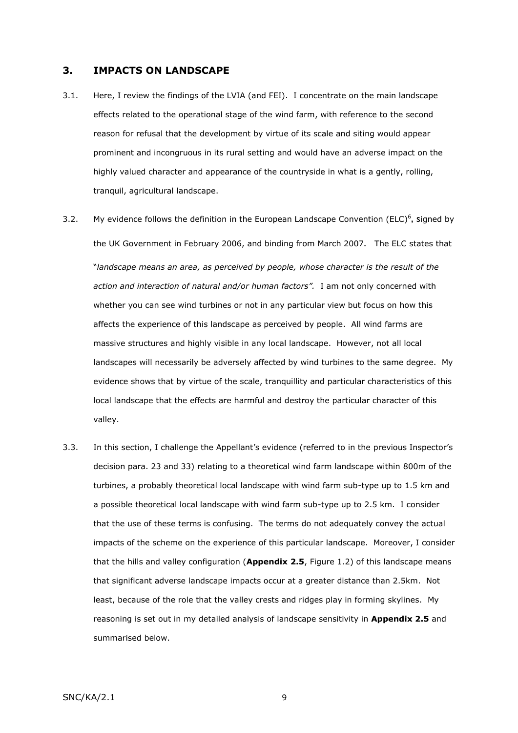## 3. IMPACTS ON LANDSCAPE

3.1. Here, I review the findings of the LVIA (and FEI). I concentrate on the main landscape effects related to the operational stage of the wind farm, with reference to the second reason for refusal that the development by virtue of its scale and siting would appear prominent and incongruous in its rural setting and would have an adverse impact on the highly valued character and appearance of the countryside in what is a gently, rolling, tranquil, agricultural landscape.

3.2. My evidence follows the definition in the European Landscape Convention (ELC)[6], signed by the UK Government in February 2006, and binding from March 2007. The ELC states that "*landscape means an area, as perceived by people, whose character is the result of the action and interaction of natural and/or human factors".* I am not only concerned with whether you can see wind turbines or not in any particular view but focus on how this affects the experience of this landscape as perceived by people. All wind farms are massive structures and highly visible in any local landscape. However, not all local landscapes will necessarily be adversely affected by wind turbines to the same degree. My evidence shows that by virtue of the scale, tranquillity and particular characteristics of this local landscape that the effects are harmful and destroy the particular character of this valley.

3.3. In this section, I challenge the Appellant's evidence (referred to in the previous Inspector's decision para. 23 and 33) relating to a theoretical wind farm landscape within 800m of the turbines, a probably theoretical local landscape with wind farm sub-type up to 1.5 km and a possible theoretical local landscape with wind farm sub-type up to 2.5 km. I consider that the use of these terms is confusing. The terms do not adequately convey the actual impacts of the scheme on the experience of this particular landscape. Moreover, I consider that the hills and valley configuration (**Appendix 2.5**, Figure 1.2) of this landscape means that significant adverse landscape impacts occur at a greater distance than 2.5km. Not least, because of the role that the valley crests and ridges play in forming skylines. My reasoning is set out in my detailed analysis of landscape sensitivity in **Appendix 2.5** and summarised below.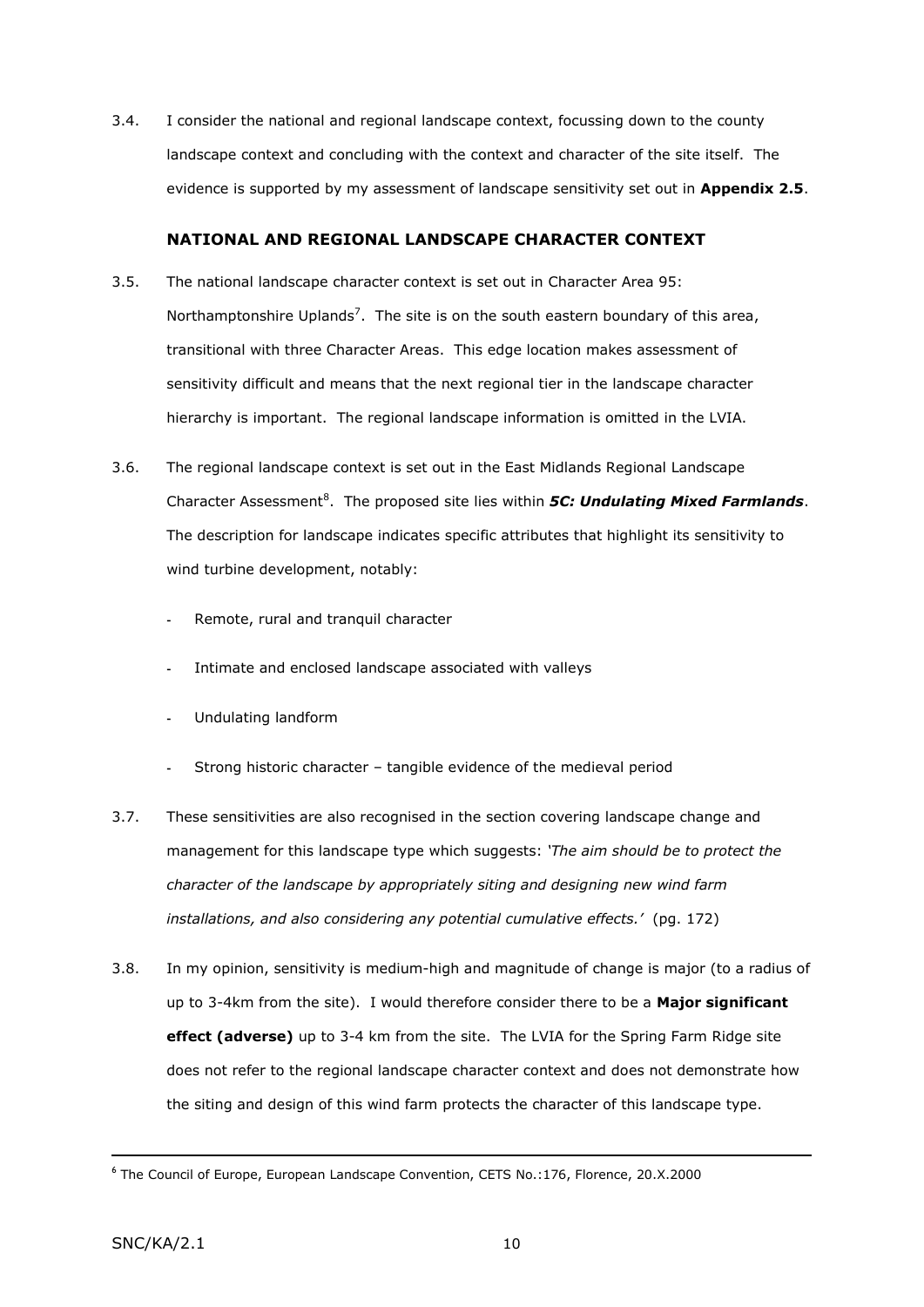3.4. I consider the national and regional landscape context, focussing down to the county landscape context and concluding with the context and character of the site itself. The evidence is supported by my assessment of landscape sensitivity set out in **Appendix 2.5**.

### NATIONAL AND REGIONAL LANDSCAPE CHARACTER CONTEXT

3.5. The national landscape character context is set out in Character Area 95: Northamptonshire Uplands[7]. The site is on the south eastern boundary of this area, transitional with three Character Areas. This edge location makes assessment of sensitivity difficult and means that the next regional tier in the landscape character hierarchy is important. The regional landscape information is omitted in the LVIA.

3.6. The regional landscape context is set out in the East Midlands Regional Landscape Character Assessment[8]. The proposed site lies within ***5C: Undulating Mixed Farmlands***. The description for landscape indicates specific attributes that highlight its sensitivity to wind turbine development, notably:

- Remote, rural and tranquil character
- Intimate and enclosed landscape associated with valleys
- Undulating landform
- Strong historic character – tangible evidence of the medieval period

3.7. These sensitivities are also recognised in the section covering landscape change and management for this landscape type which suggests: *'The aim should be to protect the character of the landscape by appropriately siting and designing new wind farm installations, and also considering any potential cumulative effects.'* (pg. 172)

3.8. In my opinion, sensitivity is medium-high and magnitude of change is major (to a radius of up to 3-4km from the site). I would therefore consider there to be a **Major significant effect (adverse)** up to 3-4 km from the site. The LVIA for the Spring Farm Ridge site does not refer to the regional landscape character context and does not demonstrate how the siting and design of this wind farm protects the character of this landscape type.

---

[6] The Council of Europe, European Landscape Convention, CETS No.:176, Florence, 20.X.2000

SNC/KA/2.1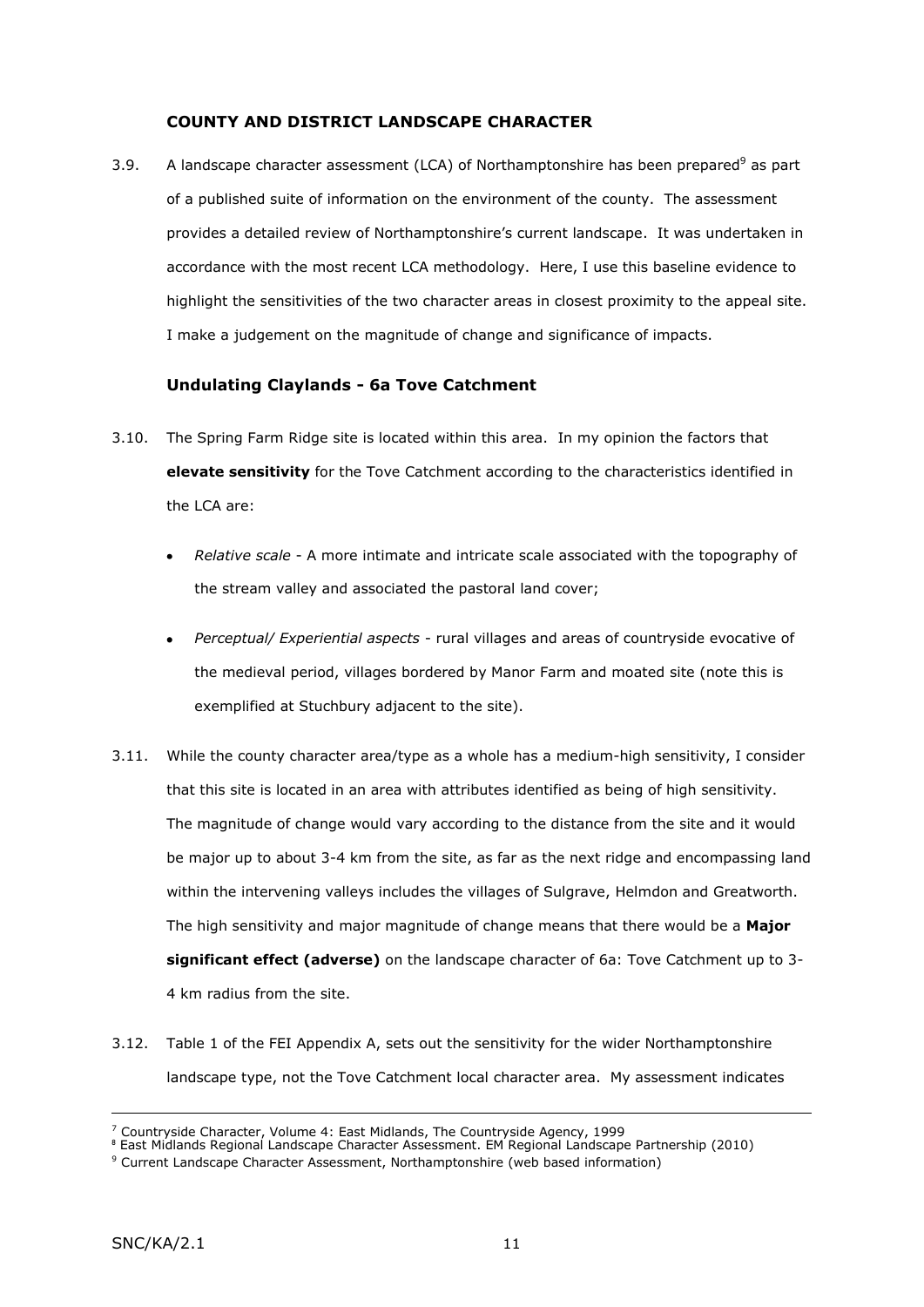## COUNTY AND DISTRICT LANDSCAPE CHARACTER

3.9. A landscape character assessment (LCA) of Northamptonshire has been prepared[9] as part of a published suite of information on the environment of the county. The assessment provides a detailed review of Northamptonshire's current landscape. It was undertaken in accordance with the most recent LCA methodology. Here, I use this baseline evidence to highlight the sensitivities of the two character areas in closest proximity to the appeal site. I make a judgement on the magnitude of change and significance of impacts.

### Undulating Claylands - 6a Tove Catchment

3.10. The Spring Farm Ridge site is located within this area. In my opinion the factors that **elevate sensitivity** for the Tove Catchment according to the characteristics identified in the LCA are:

- *Relative scale* - A more intimate and intricate scale associated with the topography of the stream valley and associated the pastoral land cover;
- *Perceptual/ Experiential aspects* - rural villages and areas of countryside evocative of the medieval period, villages bordered by Manor Farm and moated site (note this is exemplified at Stuchbury adjacent to the site).

3.11. While the county character area/type as a whole has a medium-high sensitivity, I consider that this site is located in an area with attributes identified as being of high sensitivity. The magnitude of change would vary according to the distance from the site and it would be major up to about 3-4 km from the site, as far as the next ridge and encompassing land within the intervening valleys includes the villages of Sulgrave, Helmdon and Greatworth. The high sensitivity and major magnitude of change means that there would be a **Major significant effect (adverse)** on the landscape character of 6a: Tove Catchment up to 3-4 km radius from the site.

3.12. Table 1 of the FEI Appendix A, sets out the sensitivity for the wider Northamptonshire landscape type, not the Tove Catchment local character area. My assessment indicates

---

[7] Countryside Character, Volume 4: East Midlands, The Countryside Agency, 1999

[8] East Midlands Regional Landscape Character Assessment. EM Regional Landscape Partnership (2010)

[9] Current Landscape Character Assessment, Northamptonshire (web based information)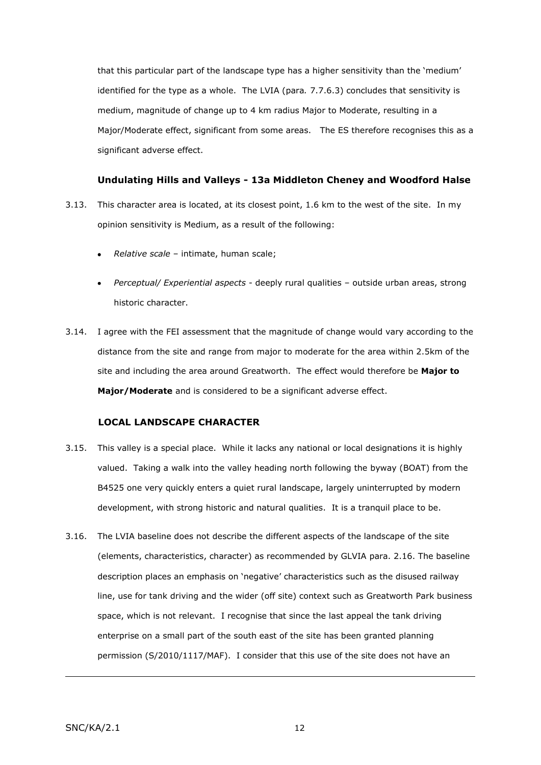that this particular part of the landscape type has a higher sensitivity than the 'medium' identified for the type as a whole. The LVIA (para*.* 7.7.6.3) concludes that sensitivity is medium, magnitude of change up to 4 km radius Major to Moderate, resulting in a Major/Moderate effect, significant from some areas. The ES therefore recognises this as a significant adverse effect.

### Undulating Hills and Valleys - 13a Middleton Cheney and Woodford Halse

3.13. This character area is located, at its closest point, 1.6 km to the west of the site. In my opinion sensitivity is Medium, as a result of the following:

- *Relative scale* – intimate, human scale;
- *Perceptual/ Experiential aspects* - deeply rural qualities – outside urban areas, strong historic character.

3.14. I agree with the FEI assessment that the magnitude of change would vary according to the distance from the site and range from major to moderate for the area within 2.5km of the site and including the area around Greatworth. The effect would therefore be **Major to Major/Moderate** and is considered to be a significant adverse effect.

### LOCAL LANDSCAPE CHARACTER

3.15. This valley is a special place. While it lacks any national or local designations it is highly valued. Taking a walk into the valley heading north following the byway (BOAT) from the B4525 one very quickly enters a quiet rural landscape, largely uninterrupted by modern development, with strong historic and natural qualities. It is a tranquil place to be.

3.16. The LVIA baseline does not describe the different aspects of the landscape of the site (elements, characteristics, character) as recommended by GLVIA para. 2.16. The baseline description places an emphasis on 'negative' characteristics such as the disused railway line, use for tank driving and the wider (off site) context such as Greatworth Park business space, which is not relevant. I recognise that since the last appeal the tank driving enterprise on a small part of the south east of the site has been granted planning permission (S/2010/1117/MAF). I consider that this use of the site does not have an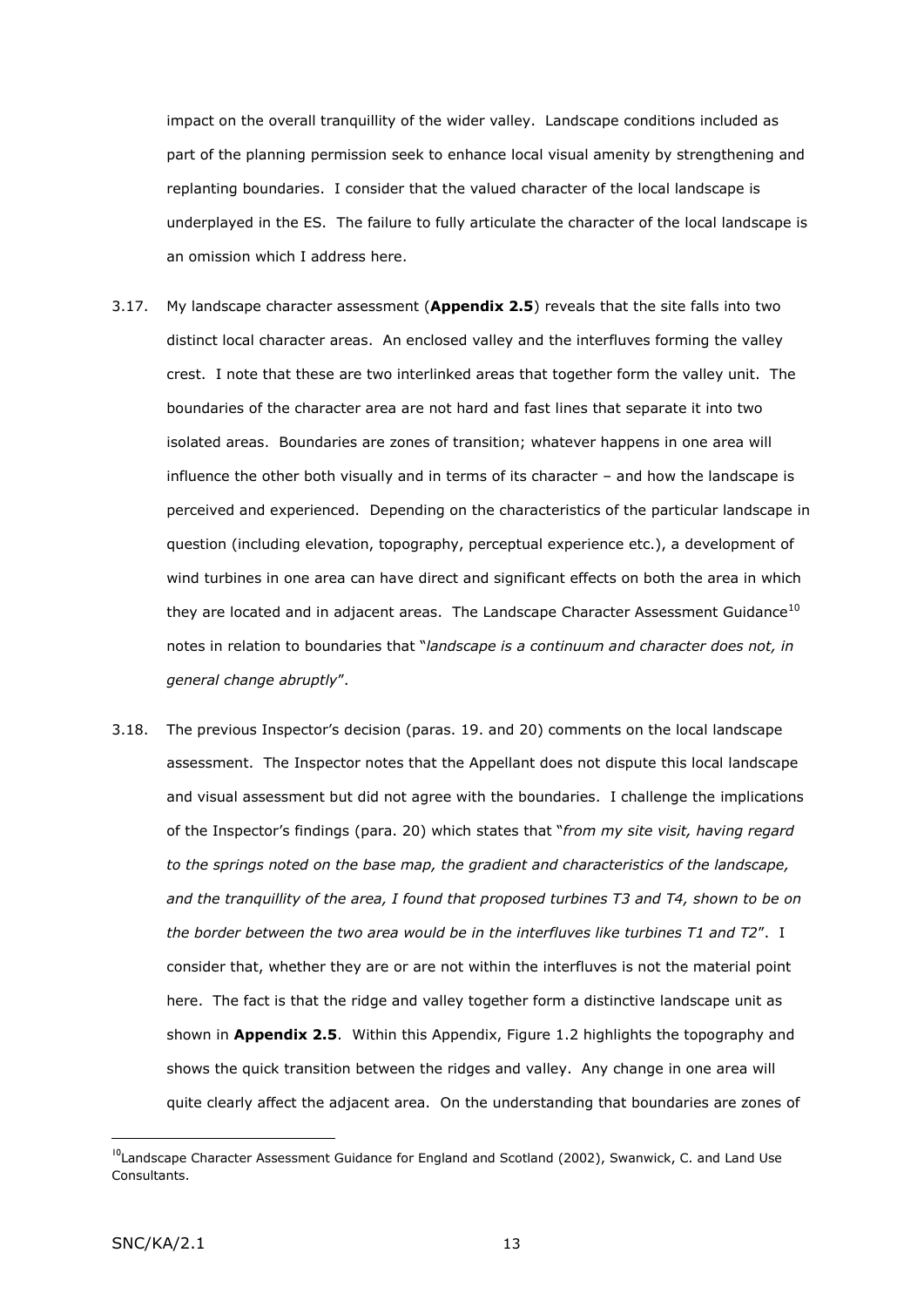impact on the overall tranquillity of the wider valley. Landscape conditions included as part of the planning permission seek to enhance local visual amenity by strengthening and replanting boundaries. I consider that the valued character of the local landscape is underplayed in the ES. The failure to fully articulate the character of the local landscape is an omission which I address here.

3.17. My landscape character assessment (**Appendix 2.5**) reveals that the site falls into two distinct local character areas. An enclosed valley and the interfluves forming the valley crest. I note that these are two interlinked areas that together form the valley unit. The boundaries of the character area are not hard and fast lines that separate it into two isolated areas. Boundaries are zones of transition; whatever happens in one area will influence the other both visually and in terms of its character – and how the landscape is perceived and experienced. Depending on the characteristics of the particular landscape in question (including elevation, topography, perceptual experience etc.), a development of wind turbines in one area can have direct and significant effects on both the area in which they are located and in adjacent areas. The Landscape Character Assessment Guidance[10] notes in relation to boundaries that "*landscape is a continuum and character does not, in general change abruptly*".

3.18. The previous Inspector's decision (paras. 19. and 20) comments on the local landscape assessment. The Inspector notes that the Appellant does not dispute this local landscape and visual assessment but did not agree with the boundaries. I challenge the implications of the Inspector's findings (para. 20) which states that "*from my site visit, having regard to the springs noted on the base map, the gradient and characteristics of the landscape, and the tranquillity of the area, I found that proposed turbines T3 and T4, shown to be on the border between the two area would be in the interfluves like turbines T1 and T2*". I consider that, whether they are or are not within the interfluves is not the material point here. The fact is that the ridge and valley together form a distinctive landscape unit as shown in **Appendix 2.5**. Within this Appendix, Figure 1.2 highlights the topography and shows the quick transition between the ridges and valley. Any change in one area will quite clearly affect the adjacent area. On the understanding that boundaries are zones of

[10] Landscape Character Assessment Guidance for England and Scotland (2002), Swanwick, C. and Land Use Consultants.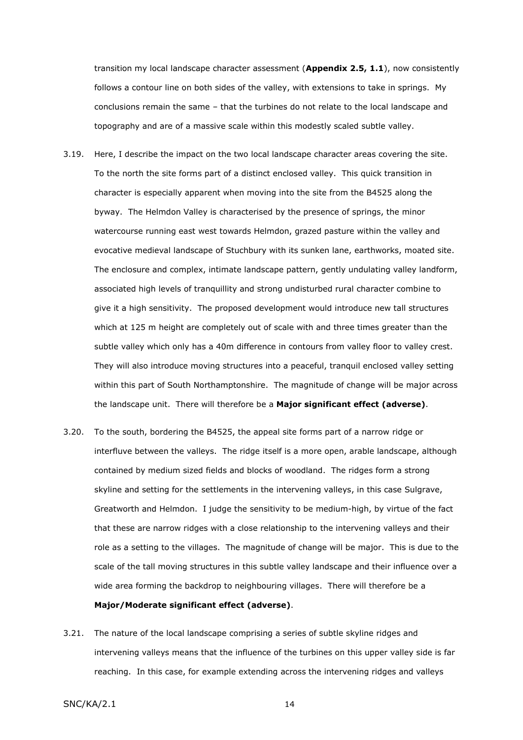transition my local landscape character assessment (**Appendix 2.5, 1.1**), now consistently follows a contour line on both sides of the valley, with extensions to take in springs. My conclusions remain the same – that the turbines do not relate to the local landscape and topography and are of a massive scale within this modestly scaled subtle valley.

3.19. Here, I describe the impact on the two local landscape character areas covering the site. To the north the site forms part of a distinct enclosed valley. This quick transition in character is especially apparent when moving into the site from the B4525 along the byway. The Helmdon Valley is characterised by the presence of springs, the minor watercourse running east west towards Helmdon, grazed pasture within the valley and evocative medieval landscape of Stuchbury with its sunken lane, earthworks, moated site. The enclosure and complex, intimate landscape pattern, gently undulating valley landform, associated high levels of tranquillity and strong undisturbed rural character combine to give it a high sensitivity. The proposed development would introduce new tall structures which at 125 m height are completely out of scale with and three times greater than the subtle valley which only has a 40m difference in contours from valley floor to valley crest. They will also introduce moving structures into a peaceful, tranquil enclosed valley setting within this part of South Northamptonshire. The magnitude of change will be major across the landscape unit. There will therefore be a **Major significant effect (adverse)**.

3.20. To the south, bordering the B4525, the appeal site forms part of a narrow ridge or interfluve between the valleys. The ridge itself is a more open, arable landscape, although contained by medium sized fields and blocks of woodland. The ridges form a strong skyline and setting for the settlements in the intervening valleys, in this case Sulgrave, Greatworth and Helmdon. I judge the sensitivity to be medium-high, by virtue of the fact that these are narrow ridges with a close relationship to the intervening valleys and their role as a setting to the villages. The magnitude of change will be major. This is due to the scale of the tall moving structures in this subtle valley landscape and their influence over a wide area forming the backdrop to neighbouring villages. There will therefore be a **Major/Moderate significant effect (adverse)**.

3.21. The nature of the local landscape comprising a series of subtle skyline ridges and intervening valleys means that the influence of the turbines on this upper valley side is far reaching. In this case, for example extending across the intervening ridges and valleys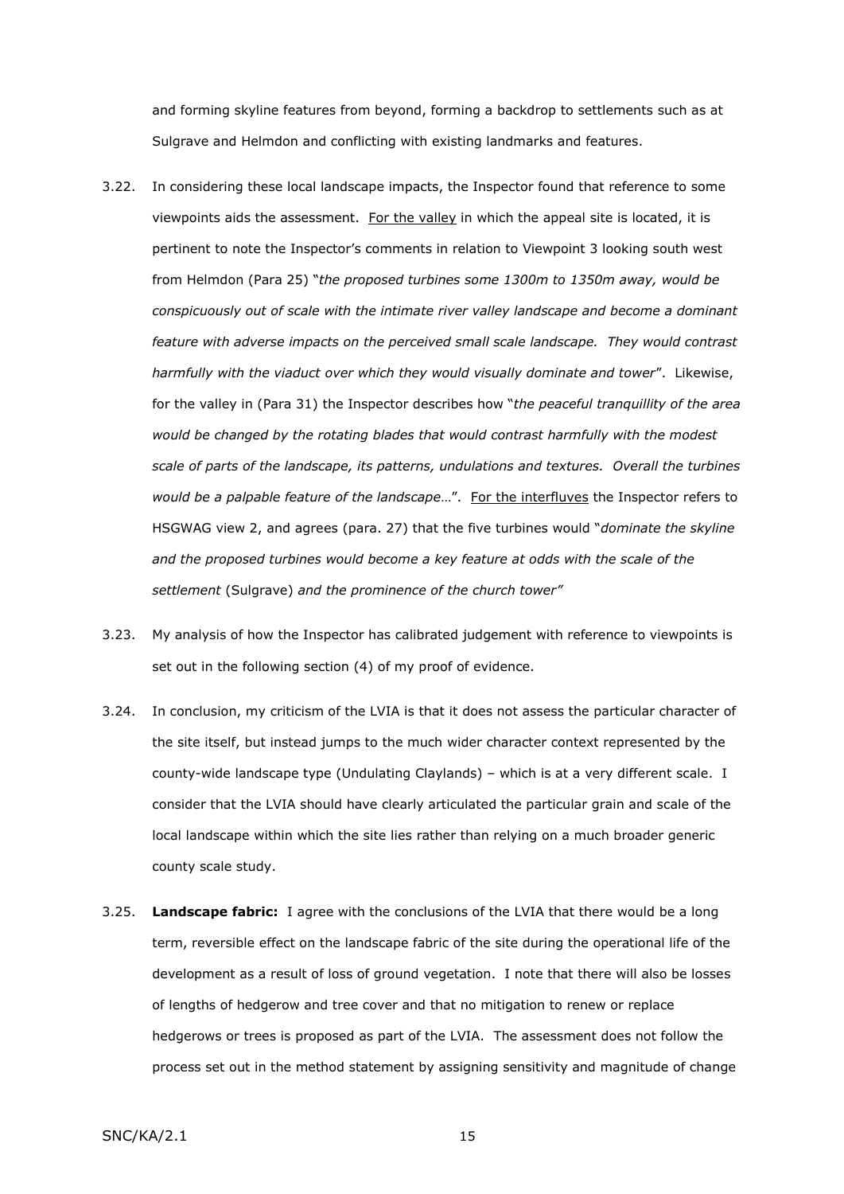and forming skyline features from beyond, forming a backdrop to settlements such as at Sulgrave and Helmdon and conflicting with existing landmarks and features.

3.22. In considering these local landscape impacts, the Inspector found that reference to some viewpoints aids the assessment. For the valley in which the appeal site is located, it is pertinent to note the Inspector's comments in relation to Viewpoint 3 looking south west from Helmdon (Para 25) "*the proposed turbines some 1300m to 1350m away, would be conspicuously out of scale with the intimate river valley landscape and become a dominant feature with adverse impacts on the perceived small scale landscape. They would contrast harmfully with the viaduct over which they would visually dominate and tower*". Likewise, for the valley in (Para 31) the Inspector describes how "*the peaceful tranquillity of the area would be changed by the rotating blades that would contrast harmfully with the modest scale of parts of the landscape, its patterns, undulations and textures. Overall the turbines would be a palpable feature of the landscape*…". For the interfluves the Inspector refers to HSGWAG view 2, and agrees (para. 27) that the five turbines would "*dominate the skyline and the proposed turbines would become a key feature at odds with the scale of the settlement* (Sulgrave) *and the prominence of the church tower"*

3.23. My analysis of how the Inspector has calibrated judgement with reference to viewpoints is set out in the following section (4) of my proof of evidence.

3.24. In conclusion, my criticism of the LVIA is that it does not assess the particular character of the site itself, but instead jumps to the much wider character context represented by the county-wide landscape type (Undulating Claylands) – which is at a very different scale. I consider that the LVIA should have clearly articulated the particular grain and scale of the local landscape within which the site lies rather than relying on a much broader generic county scale study.

3.25. **Landscape fabric:** I agree with the conclusions of the LVIA that there would be a long term, reversible effect on the landscape fabric of the site during the operational life of the development as a result of loss of ground vegetation. I note that there will also be losses of lengths of hedgerow and tree cover and that no mitigation to renew or replace hedgerows or trees is proposed as part of the LVIA. The assessment does not follow the process set out in the method statement by assigning sensitivity and magnitude of change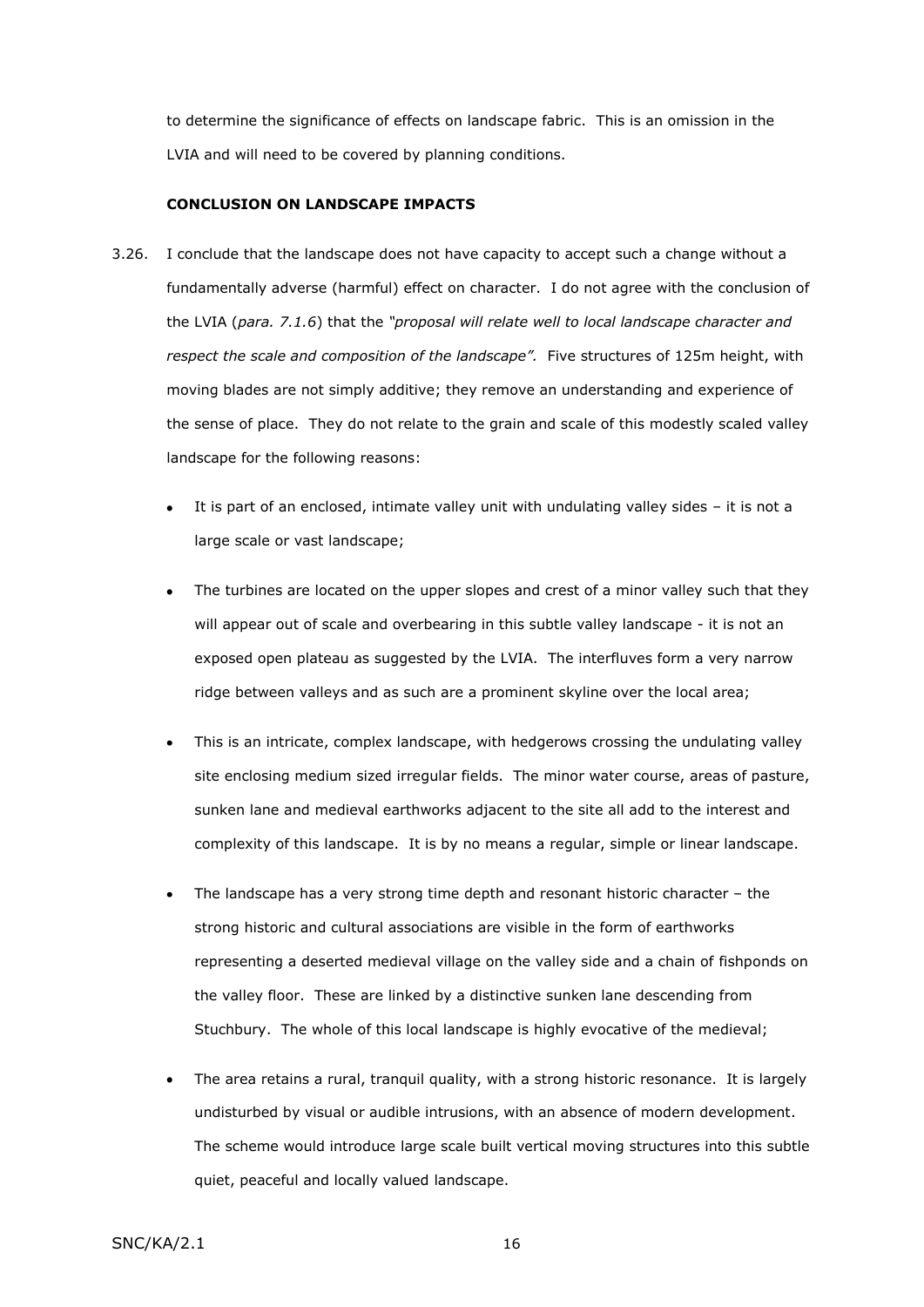to determine the significance of effects on landscape fabric. This is an omission in the LVIA and will need to be covered by planning conditions.

**CONCLUSION ON LANDSCAPE IMPACTS**

3.26. I conclude that the landscape does not have capacity to accept such a change without a fundamentally adverse (harmful) effect on character. I do not agree with the conclusion of the LVIA (*para. 7.1.6*) that the *"proposal will relate well to local landscape character and respect the scale and composition of the landscape".* Five structures of 125m height, with moving blades are not simply additive; they remove an understanding and experience of the sense of place. They do not relate to the grain and scale of this modestly scaled valley landscape for the following reasons:

- It is part of an enclosed, intimate valley unit with undulating valley sides – it is not a large scale or vast landscape;
- The turbines are located on the upper slopes and crest of a minor valley such that they will appear out of scale and overbearing in this subtle valley landscape - it is not an exposed open plateau as suggested by the LVIA. The interfluves form a very narrow ridge between valleys and as such are a prominent skyline over the local area;
- This is an intricate, complex landscape, with hedgerows crossing the undulating valley site enclosing medium sized irregular fields. The minor water course, areas of pasture, sunken lane and medieval earthworks adjacent to the site all add to the interest and complexity of this landscape. It is by no means a regular, simple or linear landscape.
- The landscape has a very strong time depth and resonant historic character – the strong historic and cultural associations are visible in the form of earthworks representing a deserted medieval village on the valley side and a chain of fishponds on the valley floor. These are linked by a distinctive sunken lane descending from Stuchbury. The whole of this local landscape is highly evocative of the medieval;
- The area retains a rural, tranquil quality, with a strong historic resonance. It is largely undisturbed by visual or audible intrusions, with an absence of modern development. The scheme would introduce large scale built vertical moving structures into this subtle quiet, peaceful and locally valued landscape.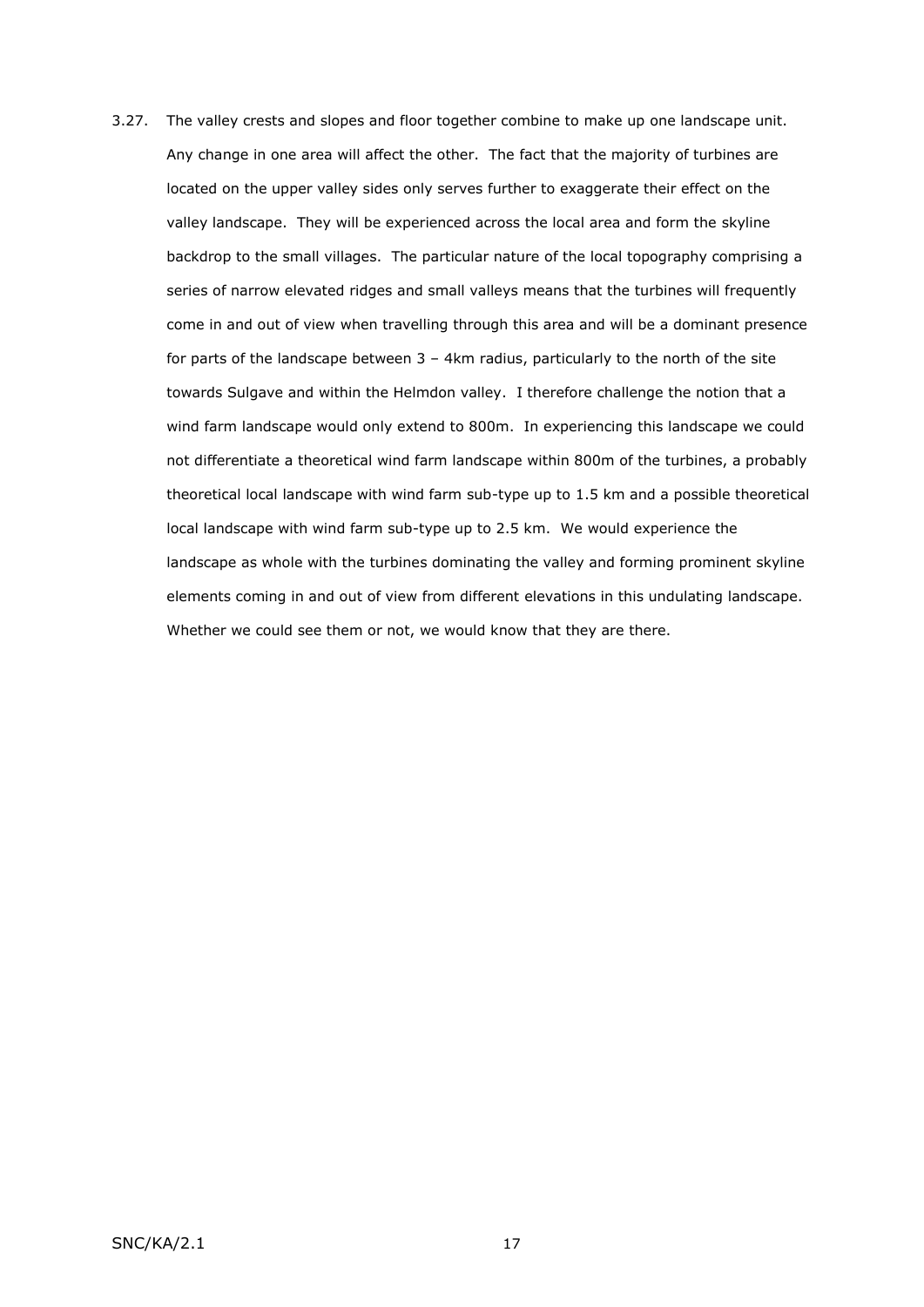3.27. The valley crests and slopes and floor together combine to make up one landscape unit. Any change in one area will affect the other. The fact that the majority of turbines are located on the upper valley sides only serves further to exaggerate their effect on the valley landscape. They will be experienced across the local area and form the skyline backdrop to the small villages. The particular nature of the local topography comprising a series of narrow elevated ridges and small valleys means that the turbines will frequently come in and out of view when travelling through this area and will be a dominant presence for parts of the landscape between 3 – 4km radius, particularly to the north of the site towards Sulgave and within the Helmdon valley. I therefore challenge the notion that a wind farm landscape would only extend to 800m. In experiencing this landscape we could not differentiate a theoretical wind farm landscape within 800m of the turbines, a probably theoretical local landscape with wind farm sub-type up to 1.5 km and a possible theoretical local landscape with wind farm sub-type up to 2.5 km. We would experience the landscape as whole with the turbines dominating the valley and forming prominent skyline elements coming in and out of view from different elevations in this undulating landscape. Whether we could see them or not, we would know that they are there.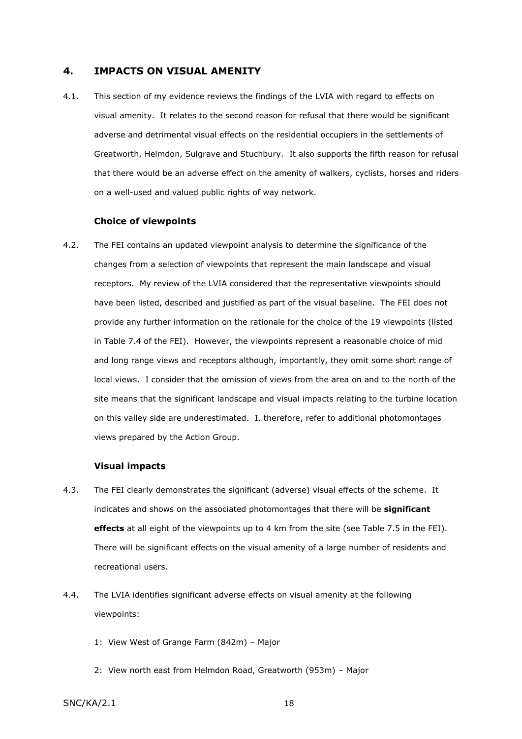## 4. IMPACTS ON VISUAL AMENITY

4.1. This section of my evidence reviews the findings of the LVIA with regard to effects on visual amenity. It relates to the second reason for refusal that there would be significant adverse and detrimental visual effects on the residential occupiers in the settlements of Greatworth, Helmdon, Sulgrave and Stuchbury. It also supports the fifth reason for refusal that there would be an adverse effect on the amenity of walkers, cyclists, horses and riders on a well-used and valued public rights of way network.

### Choice of viewpoints

4.2. The FEI contains an updated viewpoint analysis to determine the significance of the changes from a selection of viewpoints that represent the main landscape and visual receptors. My review of the LVIA considered that the representative viewpoints should have been listed, described and justified as part of the visual baseline. The FEI does not provide any further information on the rationale for the choice of the 19 viewpoints (listed in Table 7.4 of the FEI). However, the viewpoints represent a reasonable choice of mid and long range views and receptors although, importantly, they omit some short range of local views. I consider that the omission of views from the area on and to the north of the site means that the significant landscape and visual impacts relating to the turbine location on this valley side are underestimated. I, therefore, refer to additional photomontages views prepared by the Action Group.

### Visual impacts

4.3. The FEI clearly demonstrates the significant (adverse) visual effects of the scheme. It indicates and shows on the associated photomontages that there will be **significant effects** at all eight of the viewpoints up to 4 km from the site (see Table 7.5 in the FEI). There will be significant effects on the visual amenity of a large number of residents and recreational users.

4.4. The LVIA identifies significant adverse effects on visual amenity at the following viewpoints:

1: View West of Grange Farm (842m) – Major

2: View north east from Helmdon Road, Greatworth (953m) – Major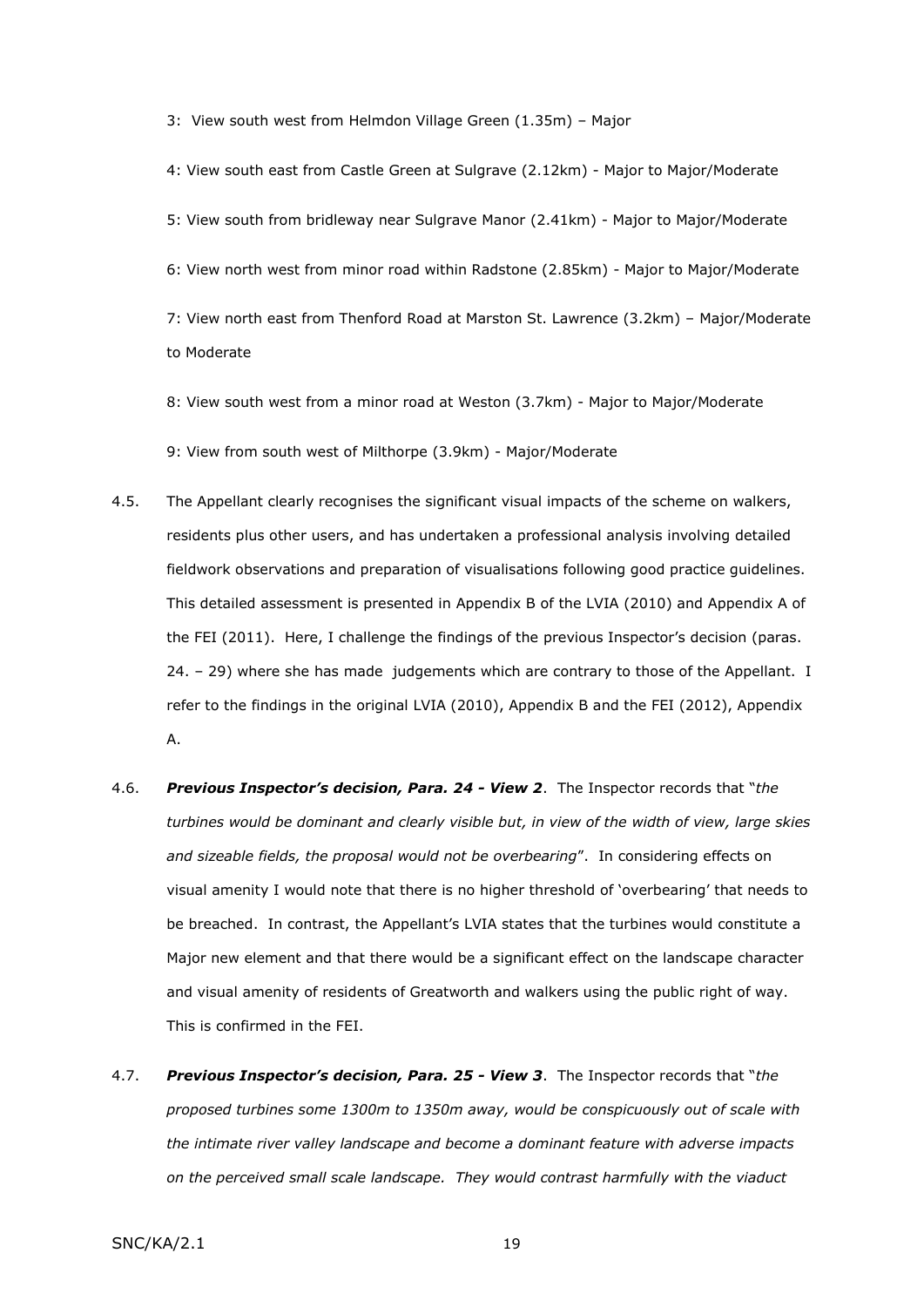3: View south west from Helmdon Village Green (1.35m) – Major

4: View south east from Castle Green at Sulgrave (2.12km) - Major to Major/Moderate

5: View south from bridleway near Sulgrave Manor (2.41km) - Major to Major/Moderate

6: View north west from minor road within Radstone (2.85km) - Major to Major/Moderate

7: View north east from Thenford Road at Marston St. Lawrence (3.2km) – Major/Moderate to Moderate

8: View south west from a minor road at Weston (3.7km) - Major to Major/Moderate

9: View from south west of Milthorpe (3.9km) - Major/Moderate

4.5. The Appellant clearly recognises the significant visual impacts of the scheme on walkers, residents plus other users, and has undertaken a professional analysis involving detailed fieldwork observations and preparation of visualisations following good practice guidelines. This detailed assessment is presented in Appendix B of the LVIA (2010) and Appendix A of the FEI (2011). Here, I challenge the findings of the previous Inspector's decision (paras. 24. – 29) where she has made judgements which are contrary to those of the Appellant. I refer to the findings in the original LVIA (2010), Appendix B and the FEI (2012), Appendix A.

4.6. ***Previous Inspector's decision, Para. 24 - View 2***. The Inspector records that "*the turbines would be dominant and clearly visible but, in view of the width of view, large skies and sizeable fields, the proposal would not be overbearing*". In considering effects on visual amenity I would note that there is no higher threshold of 'overbearing' that needs to be breached. In contrast, the Appellant's LVIA states that the turbines would constitute a Major new element and that there would be a significant effect on the landscape character and visual amenity of residents of Greatworth and walkers using the public right of way. This is confirmed in the FEI.

4.7. ***Previous Inspector's decision, Para. 25 - View 3***. The Inspector records that "*the proposed turbines some 1300m to 1350m away, would be conspicuously out of scale with the intimate river valley landscape and become a dominant feature with adverse impacts on the perceived small scale landscape. They would contrast harmfully with the viaduct*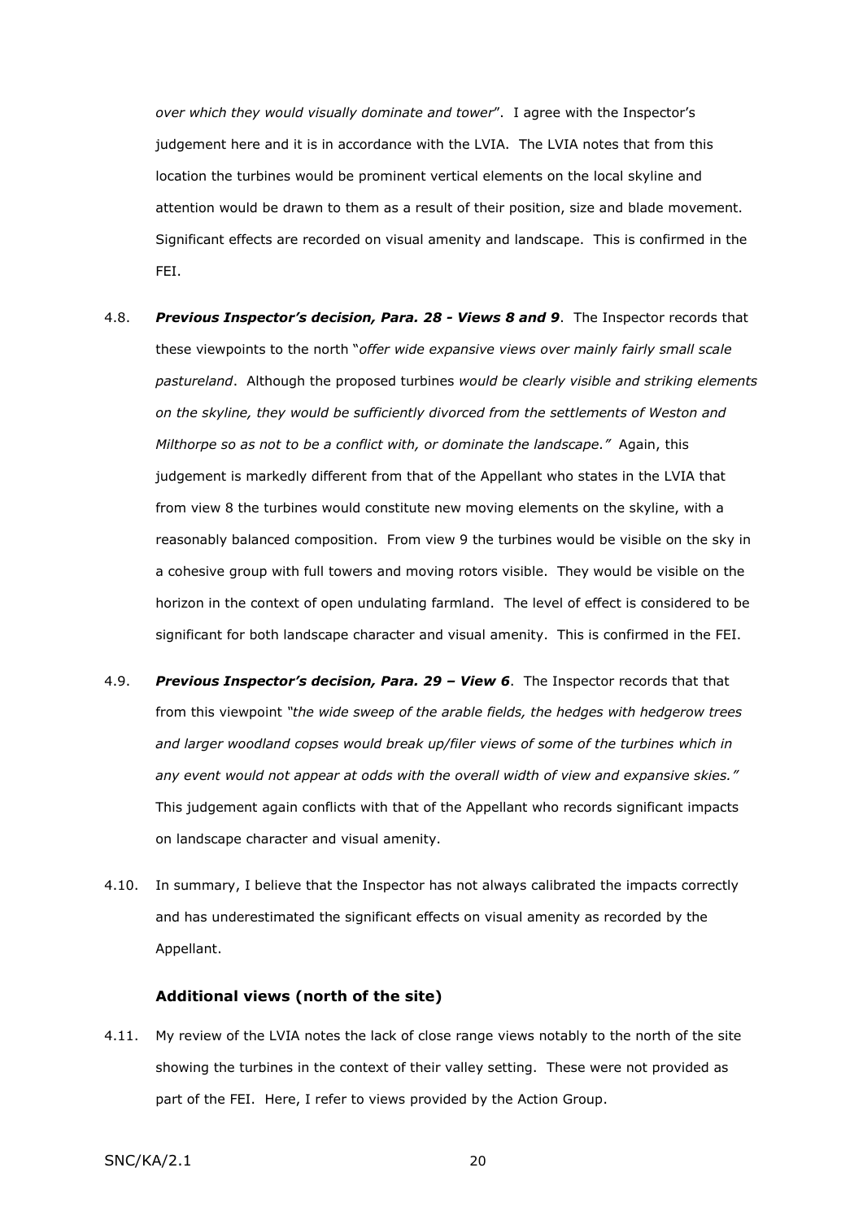*over which they would visually dominate and tower*". I agree with the Inspector's judgement here and it is in accordance with the LVIA. The LVIA notes that from this location the turbines would be prominent vertical elements on the local skyline and attention would be drawn to them as a result of their position, size and blade movement. Significant effects are recorded on visual amenity and landscape. This is confirmed in the FEI.

4.8. ***Previous Inspector's decision, Para. 28 - Views 8 and 9***. The Inspector records that these viewpoints to the north "*offer wide expansive views over mainly fairly small scale pastureland*. Although the proposed turbines *would be clearly visible and striking elements on the skyline, they would be sufficiently divorced from the settlements of Weston and Milthorpe so as not to be a conflict with, or dominate the landscape."* Again, this judgement is markedly different from that of the Appellant who states in the LVIA that from view 8 the turbines would constitute new moving elements on the skyline, with a reasonably balanced composition. From view 9 the turbines would be visible on the sky in a cohesive group with full towers and moving rotors visible. They would be visible on the horizon in the context of open undulating farmland. The level of effect is considered to be significant for both landscape character and visual amenity. This is confirmed in the FEI.

4.9. ***Previous Inspector's decision, Para. 29 – View 6***. The Inspector records that that from this viewpoint *"the wide sweep of the arable fields, the hedges with hedgerow trees and larger woodland copses would break up/filer views of some of the turbines which in any event would not appear at odds with the overall width of view and expansive skies."* This judgement again conflicts with that of the Appellant who records significant impacts on landscape character and visual amenity.

4.10. In summary, I believe that the Inspector has not always calibrated the impacts correctly and has underestimated the significant effects on visual amenity as recorded by the Appellant.

### Additional views (north of the site)

4.11. My review of the LVIA notes the lack of close range views notably to the north of the site showing the turbines in the context of their valley setting. These were not provided as part of the FEI. Here, I refer to views provided by the Action Group.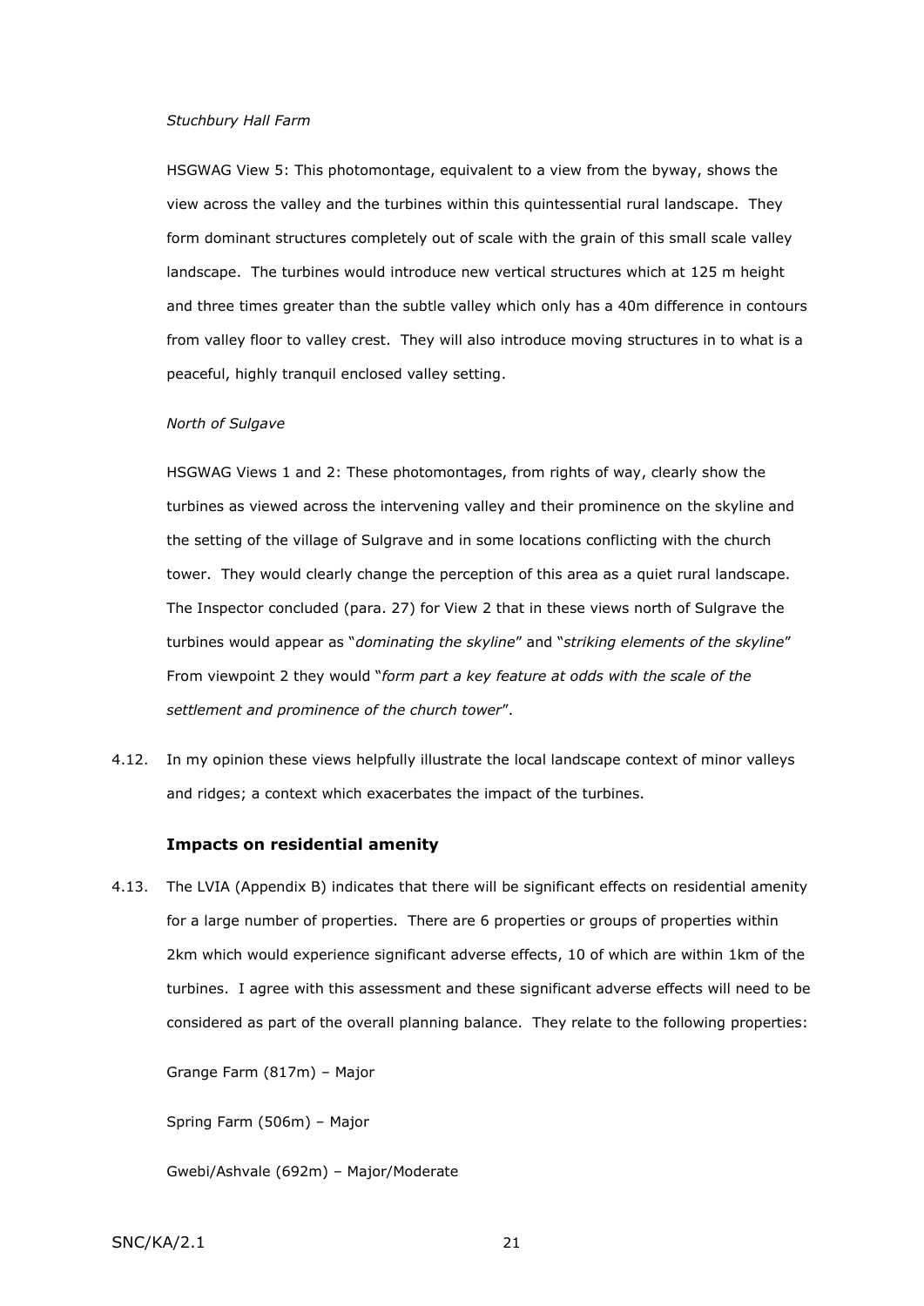*Stuchbury Hall Farm*

HSGWAG View 5: This photomontage, equivalent to a view from the byway, shows the view across the valley and the turbines within this quintessential rural landscape. They form dominant structures completely out of scale with the grain of this small scale valley landscape. The turbines would introduce new vertical structures which at 125 m height and three times greater than the subtle valley which only has a 40m difference in contours from valley floor to valley crest. They will also introduce moving structures in to what is a peaceful, highly tranquil enclosed valley setting.

*North of Sulgave*

HSGWAG Views 1 and 2: These photomontages, from rights of way, clearly show the turbines as viewed across the intervening valley and their prominence on the skyline and the setting of the village of Sulgrave and in some locations conflicting with the church tower. They would clearly change the perception of this area as a quiet rural landscape. The Inspector concluded (para. 27) for View 2 that in these views north of Sulgrave the turbines would appear as "*dominating the skyline*" and "*striking elements of the skyline*" From viewpoint 2 they would "*form part a key feature at odds with the scale of the settlement and prominence of the church tower*".

4.12. In my opinion these views helpfully illustrate the local landscape context of minor valleys and ridges; a context which exacerbates the impact of the turbines.

### Impacts on residential amenity

4.13. The LVIA (Appendix B) indicates that there will be significant effects on residential amenity for a large number of properties. There are 6 properties or groups of properties within 2km which would experience significant adverse effects, 10 of which are within 1km of the turbines. I agree with this assessment and these significant adverse effects will need to be considered as part of the overall planning balance. They relate to the following properties:

Grange Farm (817m) – Major

Spring Farm (506m) – Major

Gwebi/Ashvale (692m) – Major/Moderate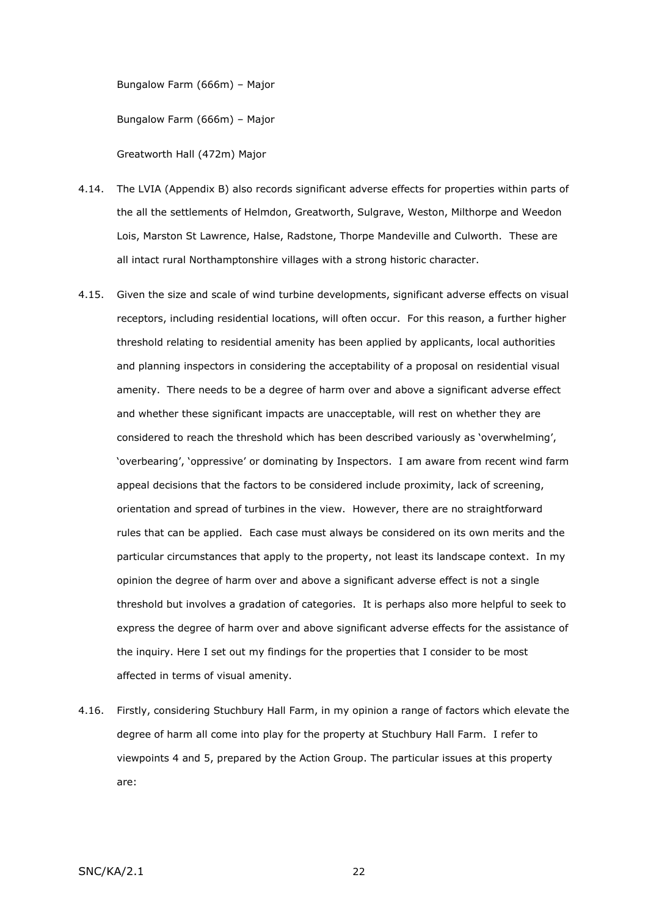Bungalow Farm (666m) – Major

Bungalow Farm (666m) – Major

Greatworth Hall (472m) Major

4.14. The LVIA (Appendix B) also records significant adverse effects for properties within parts of the all the settlements of Helmdon, Greatworth, Sulgrave, Weston, Milthorpe and Weedon Lois, Marston St Lawrence, Halse, Radstone, Thorpe Mandeville and Culworth. These are all intact rural Northamptonshire villages with a strong historic character.

4.15. Given the size and scale of wind turbine developments, significant adverse effects on visual receptors, including residential locations, will often occur. For this reason, a further higher threshold relating to residential amenity has been applied by applicants, local authorities and planning inspectors in considering the acceptability of a proposal on residential visual amenity. There needs to be a degree of harm over and above a significant adverse effect and whether these significant impacts are unacceptable, will rest on whether they are considered to reach the threshold which has been described variously as 'overwhelming', 'overbearing', 'oppressive' or dominating by Inspectors. I am aware from recent wind farm appeal decisions that the factors to be considered include proximity, lack of screening, orientation and spread of turbines in the view. However, there are no straightforward rules that can be applied. Each case must always be considered on its own merits and the particular circumstances that apply to the property, not least its landscape context. In my opinion the degree of harm over and above a significant adverse effect is not a single threshold but involves a gradation of categories. It is perhaps also more helpful to seek to express the degree of harm over and above significant adverse effects for the assistance of the inquiry. Here I set out my findings for the properties that I consider to be most affected in terms of visual amenity.

4.16. Firstly, considering Stuchbury Hall Farm, in my opinion a range of factors which elevate the degree of harm all come into play for the property at Stuchbury Hall Farm. I refer to viewpoints 4 and 5, prepared by the Action Group. The particular issues at this property are: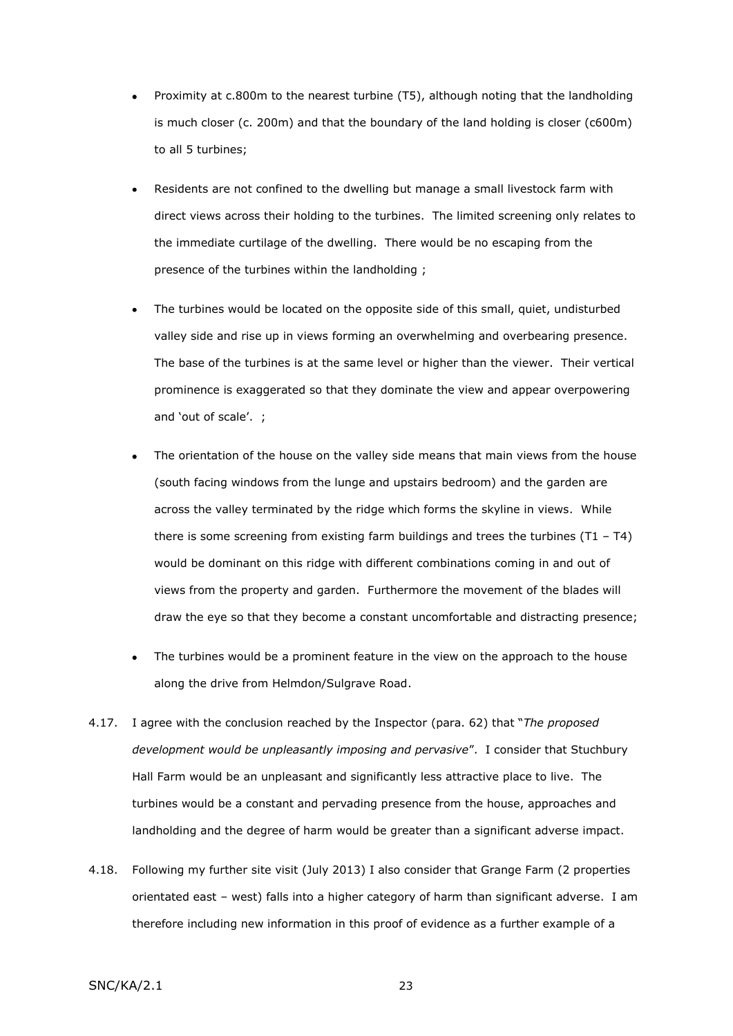- Proximity at c.800m to the nearest turbine (T5), although noting that the landholding is much closer (c. 200m) and that the boundary of the land holding is closer (c600m) to all 5 turbines;
- Residents are not confined to the dwelling but manage a small livestock farm with direct views across their holding to the turbines. The limited screening only relates to the immediate curtilage of the dwelling. There would be no escaping from the presence of the turbines within the landholding ;
- The turbines would be located on the opposite side of this small, quiet, undisturbed valley side and rise up in views forming an overwhelming and overbearing presence. The base of the turbines is at the same level or higher than the viewer. Their vertical prominence is exaggerated so that they dominate the view and appear overpowering and 'out of scale'. ;
- The orientation of the house on the valley side means that main views from the house (south facing windows from the lunge and upstairs bedroom) and the garden are across the valley terminated by the ridge which forms the skyline in views. While there is some screening from existing farm buildings and trees the turbines (T1 – T4) would be dominant on this ridge with different combinations coming in and out of views from the property and garden. Furthermore the movement of the blades will draw the eye so that they become a constant uncomfortable and distracting presence;
- The turbines would be a prominent feature in the view on the approach to the house along the drive from Helmdon/Sulgrave Road.

4.17. I agree with the conclusion reached by the Inspector (para. 62) that "*The proposed development would be unpleasantly imposing and pervasive*". I consider that Stuchbury Hall Farm would be an unpleasant and significantly less attractive place to live. The turbines would be a constant and pervading presence from the house, approaches and landholding and the degree of harm would be greater than a significant adverse impact.

4.18. Following my further site visit (July 2013) I also consider that Grange Farm (2 properties orientated east – west) falls into a higher category of harm than significant adverse. I am therefore including new information in this proof of evidence as a further example of a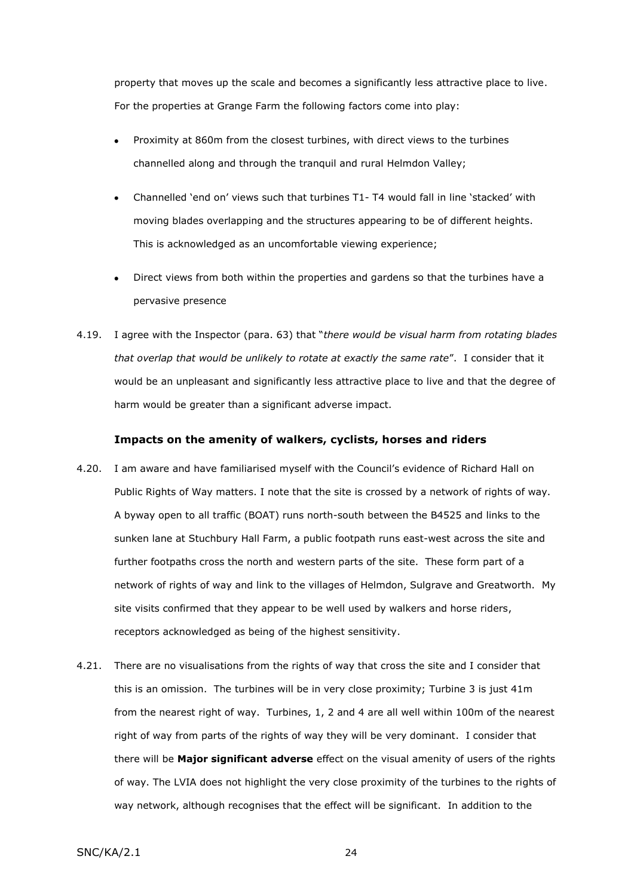property that moves up the scale and becomes a significantly less attractive place to live. For the properties at Grange Farm the following factors come into play:

- Proximity at 860m from the closest turbines, with direct views to the turbines channelled along and through the tranquil and rural Helmdon Valley;
- Channelled 'end on' views such that turbines T1- T4 would fall in line 'stacked' with moving blades overlapping and the structures appearing to be of different heights. This is acknowledged as an uncomfortable viewing experience;
- Direct views from both within the properties and gardens so that the turbines have a pervasive presence

4.19. I agree with the Inspector (para. 63) that "*there would be visual harm from rotating blades that overlap that would be unlikely to rotate at exactly the same rate*". I consider that it would be an unpleasant and significantly less attractive place to live and that the degree of harm would be greater than a significant adverse impact.

### Impacts on the amenity of walkers, cyclists, horses and riders

4.20. I am aware and have familiarised myself with the Council's evidence of Richard Hall on Public Rights of Way matters. I note that the site is crossed by a network of rights of way. A byway open to all traffic (BOAT) runs north-south between the B4525 and links to the sunken lane at Stuchbury Hall Farm, a public footpath runs east-west across the site and further footpaths cross the north and western parts of the site. These form part of a network of rights of way and link to the villages of Helmdon, Sulgrave and Greatworth. My site visits confirmed that they appear to be well used by walkers and horse riders, receptors acknowledged as being of the highest sensitivity.

4.21. There are no visualisations from the rights of way that cross the site and I consider that this is an omission. The turbines will be in very close proximity; Turbine 3 is just 41m from the nearest right of way. Turbines, 1, 2 and 4 are all well within 100m of the nearest right of way from parts of the rights of way they will be very dominant. I consider that there will be **Major significant adverse** effect on the visual amenity of users of the rights of way. The LVIA does not highlight the very close proximity of the turbines to the rights of way network, although recognises that the effect will be significant. In addition to the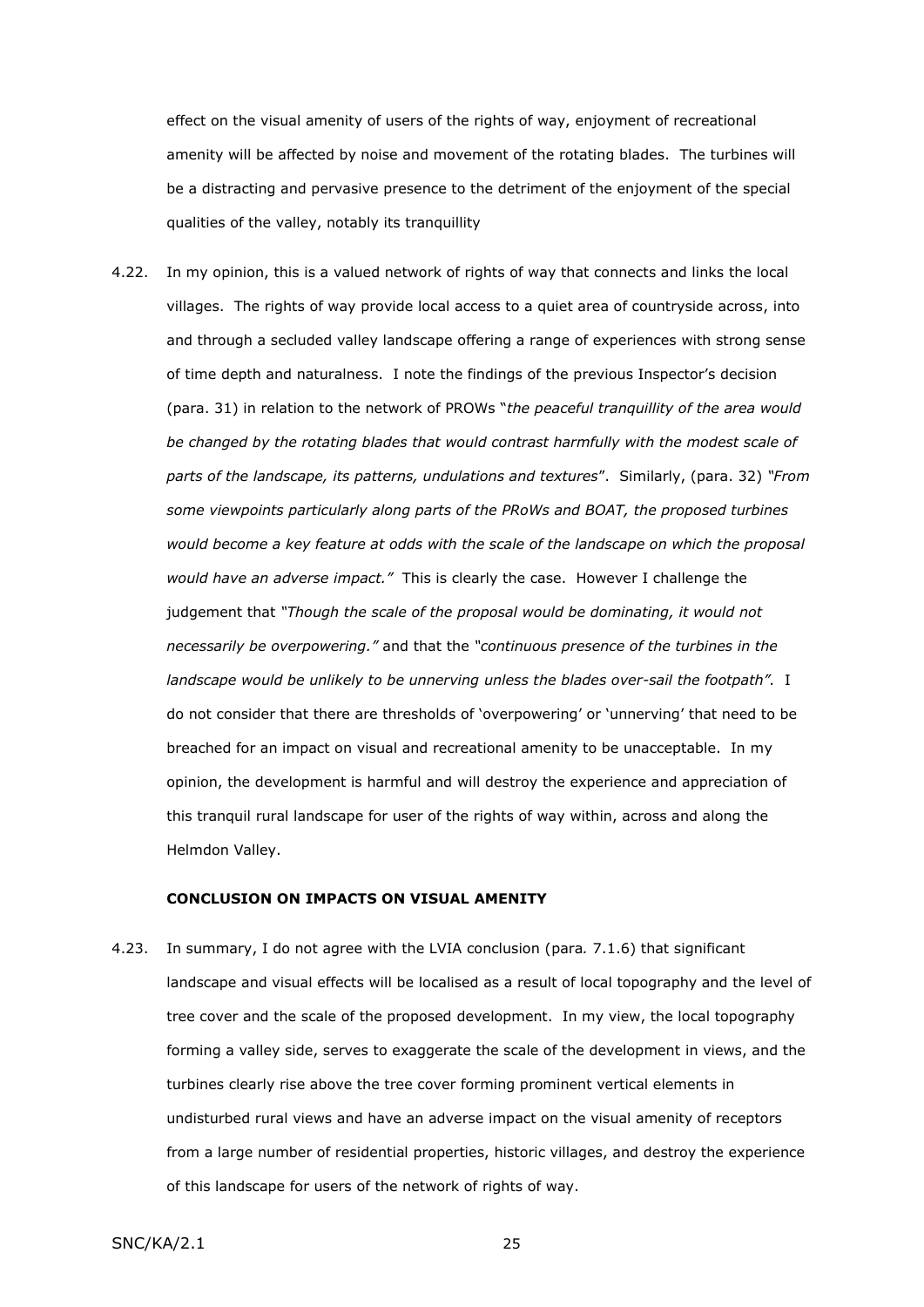effect on the visual amenity of users of the rights of way, enjoyment of recreational amenity will be affected by noise and movement of the rotating blades. The turbines will be a distracting and pervasive presence to the detriment of the enjoyment of the special qualities of the valley, notably its tranquillity

4.22. In my opinion, this is a valued network of rights of way that connects and links the local villages. The rights of way provide local access to a quiet area of countryside across, into and through a secluded valley landscape offering a range of experiences with strong sense of time depth and naturalness. I note the findings of the previous Inspector's decision (para. 31) in relation to the network of PROWs "*the peaceful tranquillity of the area would be changed by the rotating blades that would contrast harmfully with the modest scale of parts of the landscape, its patterns, undulations and textures*". Similarly, (para. 32) *"From some viewpoints particularly along parts of the PRoWs and BOAT, the proposed turbines would become a key feature at odds with the scale of the landscape on which the proposal would have an adverse impact."* This is clearly the case. However I challenge the judgement that *"Though the scale of the proposal would be dominating, it would not necessarily be overpowering."* and that the *"continuous presence of the turbines in the landscape would be unlikely to be unnerving unless the blades over-sail the footpath".* I do not consider that there are thresholds of 'overpowering' or 'unnerving' that need to be breached for an impact on visual and recreational amenity to be unacceptable. In my opinion, the development is harmful and will destroy the experience and appreciation of this tranquil rural landscape for user of the rights of way within, across and along the Helmdon Valley.

**CONCLUSION ON IMPACTS ON VISUAL AMENITY**

4.23. In summary, I do not agree with the LVIA conclusion (para. 7.1.6) that significant landscape and visual effects will be localised as a result of local topography and the level of tree cover and the scale of the proposed development. In my view, the local topography forming a valley side, serves to exaggerate the scale of the development in views, and the turbines clearly rise above the tree cover forming prominent vertical elements in undisturbed rural views and have an adverse impact on the visual amenity of receptors from a large number of residential properties, historic villages, and destroy the experience of this landscape for users of the network of rights of way.